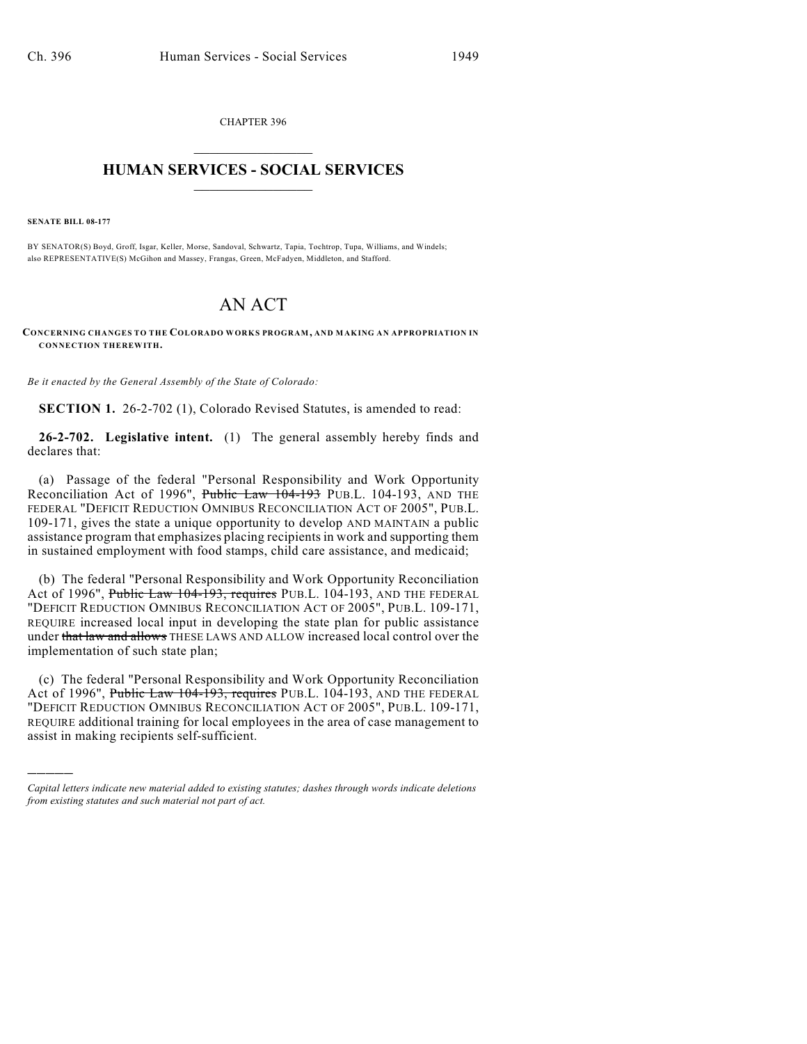CHAPTER 396

# HUMAN SERVICES - SOCIAL SERVICES

**SENATE BILL 08-177**

BY SENATOR(S) Boyd, Groff, Isgar, Keller, Morse, Sandoval, Schwartz, Tapia, Tochtrop, Tupa, Williams, and Windels; also REPRESENTATIVE(S) McGihon and Massey, Frangas, Green, McFadyen, Middleton, and Stafford.

# AN ACT

**CONCERNING CHANGES TO THE COLORADO WORKS PROGRAM, AND MAKING AN APPROPRIATION IN CONNECTION THEREWITH.**

*Be it enacted by the General Assembly of the State of Colorado:*

**SECTION 1.** 26-2-702 (1), Colorado Revised Statutes, is amended to read:

**26-2-702. Legislative intent.** (1) The general assembly hereby finds and declares that:

(a) Passage of the federal "Personal Responsibility and Work Opportunity Reconciliation Act of 1996", ~~Public Law 104-193~~ PUB.L. 104-193, AND THE FEDERAL "DEFICIT REDUCTION OMNIBUS RECONCILIATION ACT OF 2005", PUB.L. 109-171, gives the state a unique opportunity to develop AND MAINTAIN a public assistance program that emphasizes placing recipients in work and supporting them in sustained employment with food stamps, child care assistance, and medicaid;

(b) The federal "Personal Responsibility and Work Opportunity Reconciliation Act of 1996", ~~Public Law 104-193, requires~~ PUB.L. 104-193, AND THE FEDERAL "DEFICIT REDUCTION OMNIBUS RECONCILIATION ACT OF 2005", PUB.L. 109-171, REQUIRE increased local input in developing the state plan for public assistance under ~~that law and allows~~ THESE LAWS AND ALLOW increased local control over the implementation of such state plan;

(c) The federal "Personal Responsibility and Work Opportunity Reconciliation Act of 1996", ~~Public Law 104-193, requires~~ PUB.L. 104-193, AND THE FEDERAL "DEFICIT REDUCTION OMNIBUS RECONCILIATION ACT OF 2005", PUB.L. 109-171, REQUIRE additional training for local employees in the area of case management to assist in making recipients self-sufficient.

*Capital letters indicate new material added to existing statutes; dashes through words indicate deletions from existing statutes and such material not part of act.*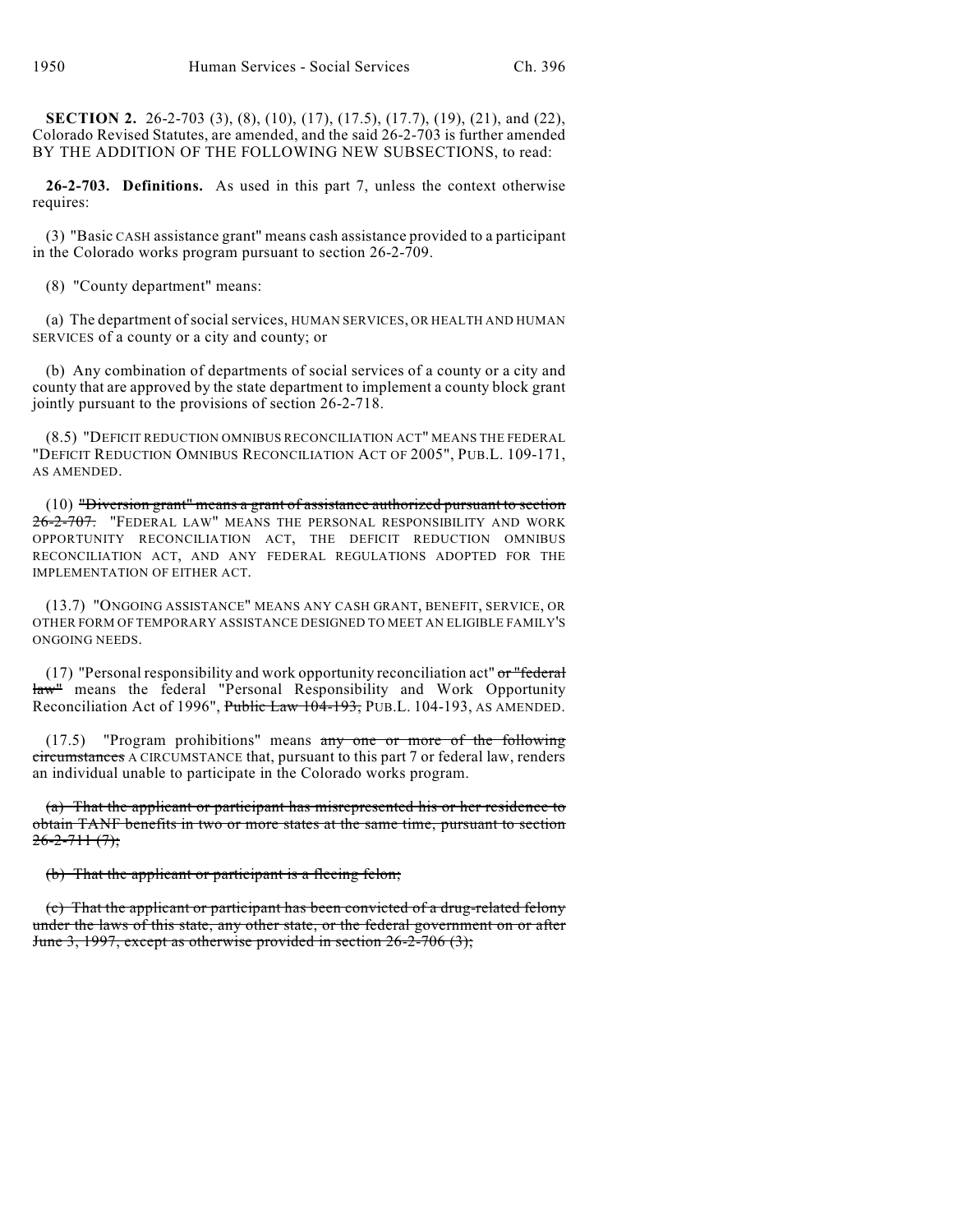**SECTION 2.** 26-2-703 (3), (8), (10), (17), (17.5), (17.7), (19), (21), and (22), Colorado Revised Statutes, are amended, and the said 26-2-703 is further amended BY THE ADDITION OF THE FOLLOWING NEW SUBSECTIONS, to read:

**26-2-703. Definitions.** As used in this part 7, unless the context otherwise requires:

(3) "Basic CASH assistance grant" means cash assistance provided to a participant in the Colorado works program pursuant to section 26-2-709.

(8) "County department" means:

(a) The department of social services, HUMAN SERVICES, OR HEALTH AND HUMAN SERVICES of a county or a city and county; or

(b) Any combination of departments of social services of a county or a city and county that are approved by the state department to implement a county block grant jointly pursuant to the provisions of section 26-2-718.

(8.5) "DEFICIT REDUCTION OMNIBUS RECONCILIATION ACT" MEANS THE FEDERAL "DEFICIT REDUCTION OMNIBUS RECONCILIATION ACT OF 2005", PUB.L. 109-171, AS AMENDED.

(10) ~~"Diversion grant" means a grant of assistance authorized pursuant to section 26-2-707.~~ "FEDERAL LAW" MEANS THE PERSONAL RESPONSIBILITY AND WORK OPPORTUNITY RECONCILIATION ACT, THE DEFICIT REDUCTION OMNIBUS RECONCILIATION ACT, AND ANY FEDERAL REGULATIONS ADOPTED FOR THE IMPLEMENTATION OF EITHER ACT.

(13.7) "ONGOING ASSISTANCE" MEANS ANY CASH GRANT, BENEFIT, SERVICE, OR OTHER FORM OF TEMPORARY ASSISTANCE DESIGNED TO MEET AN ELIGIBLE FAMILY'S ONGOING NEEDS.

(17) "Personal responsibility and work opportunity reconciliation act" ~~or "federal law"~~ means the federal "Personal Responsibility and Work Opportunity Reconciliation Act of 1996", ~~Public Law 104-193,~~ PUB.L. 104-193, AS AMENDED.

(17.5) "Program prohibitions" means ~~any one or more of the following circumstances~~ A CIRCUMSTANCE that, pursuant to this part 7 or federal law, renders an individual unable to participate in the Colorado works program.

~~(a) That the applicant or participant has misrepresented his or her residence to obtain TANF benefits in two or more states at the same time, pursuant to section 26-2-711 (7);~~

~~(b) That the applicant or participant is a fleeing felon;~~

~~(c) That the applicant or participant has been convicted of a drug-related felony under the laws of this state, any other state, or the federal government on or after June 3, 1997, except as otherwise provided in section 26-2-706 (3);~~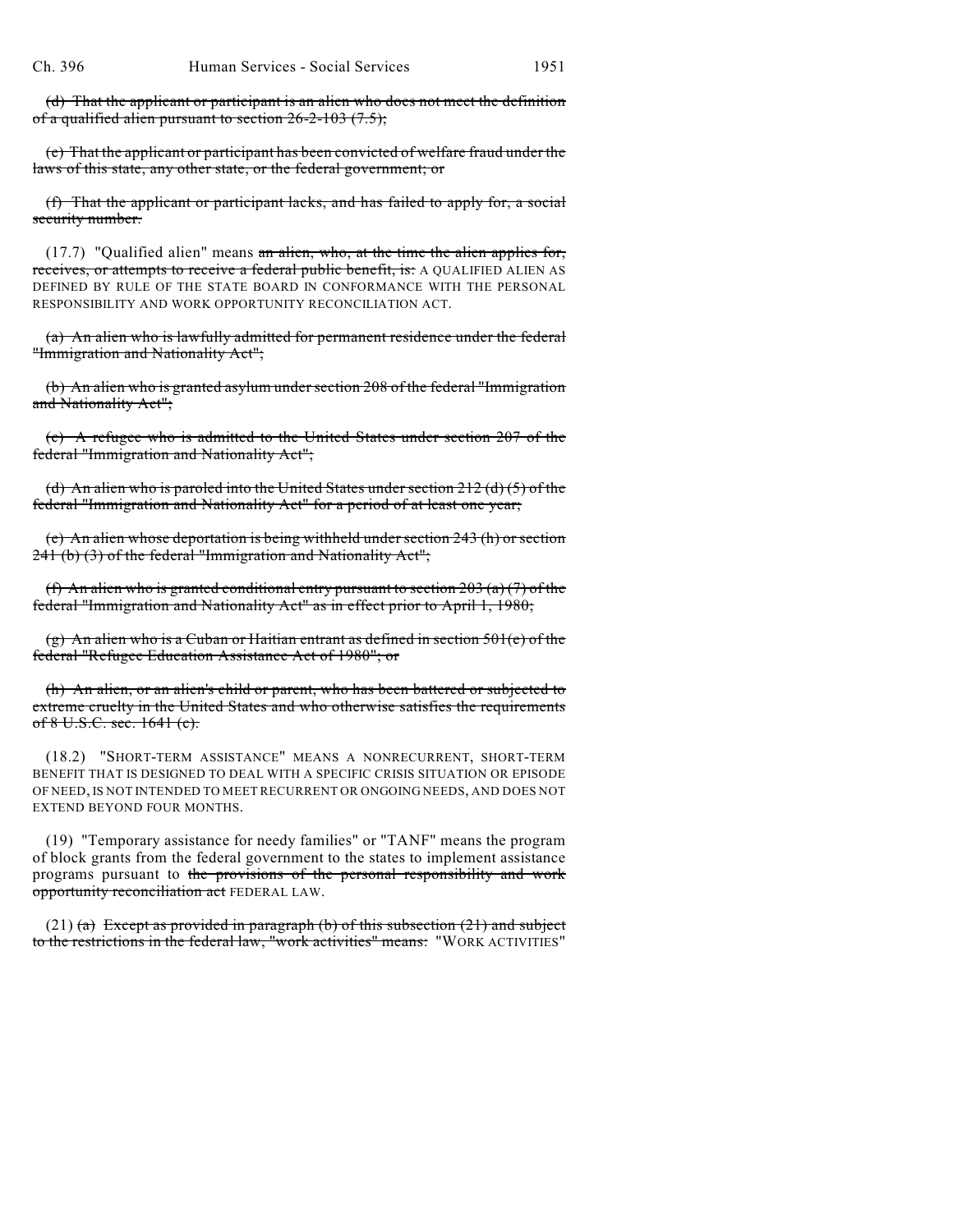(d) ~~That the applicant or participant is an alien who does not meet the definition of a qualified alien pursuant to section 26-2-103 (7.5);~~

(e) ~~That the applicant or participant has been convicted of welfare fraud under the laws of this state, any other state, or the federal government; or~~

(f) ~~That the applicant or participant lacks, and has failed to apply for, a social security number.~~

(17.7) "Qualified alien" means ~~an alien, who, at the time the alien applies for, receives, or attempts to receive a federal public benefit, is:~~ A QUALIFIED ALIEN AS DEFINED BY RULE OF THE STATE BOARD IN CONFORMANCE WITH THE PERSONAL RESPONSIBILITY AND WORK OPPORTUNITY RECONCILIATION ACT.

(a) ~~An alien who is lawfully admitted for permanent residence under the federal "Immigration and Nationality Act";~~

(b) ~~An alien who is granted asylum under section 208 of the federal "Immigration and Nationality Act";~~

(c) ~~A refugee who is admitted to the United States under section 207 of the federal "Immigration and Nationality Act";~~

(d) ~~An alien who is paroled into the United States under section 212 (d) (5) of the federal "Immigration and Nationality Act" for a period of at least one year;~~

(e) ~~An alien whose deportation is being withheld under section 243 (h) or section 241 (b) (3) of the federal "Immigration and Nationality Act";~~

(f) ~~An alien who is granted conditional entry pursuant to section 203 (a) (7) of the federal "Immigration and Nationality Act" as in effect prior to April 1, 1980;~~

(g) ~~An alien who is a Cuban or Haitian entrant as defined in section 501(e) of the federal "Refugee Education Assistance Act of 1980"; or~~

(h) ~~An alien, or an alien's child or parent, who has been battered or subjected to extreme cruelty in the United States and who otherwise satisfies the requirements of 8 U.S.C. sec. 1641 (c).~~

(18.2) "SHORT-TERM ASSISTANCE" MEANS A NONRECURRENT, SHORT-TERM BENEFIT THAT IS DESIGNED TO DEAL WITH A SPECIFIC CRISIS SITUATION OR EPISODE OF NEED, IS NOT INTENDED TO MEET RECURRENT OR ONGOING NEEDS, AND DOES NOT EXTEND BEYOND FOUR MONTHS.

(19) "Temporary assistance for needy families" or "TANF" means the program of block grants from the federal government to the states to implement assistance programs pursuant to ~~the provisions of the personal responsibility and work opportunity reconciliation act~~ FEDERAL LAW.

(21) ~~(a) Except as provided in paragraph (b) of this subsection (21) and subject to the restrictions in the federal law, "work activities" means:~~ "WORK ACTIVITIES"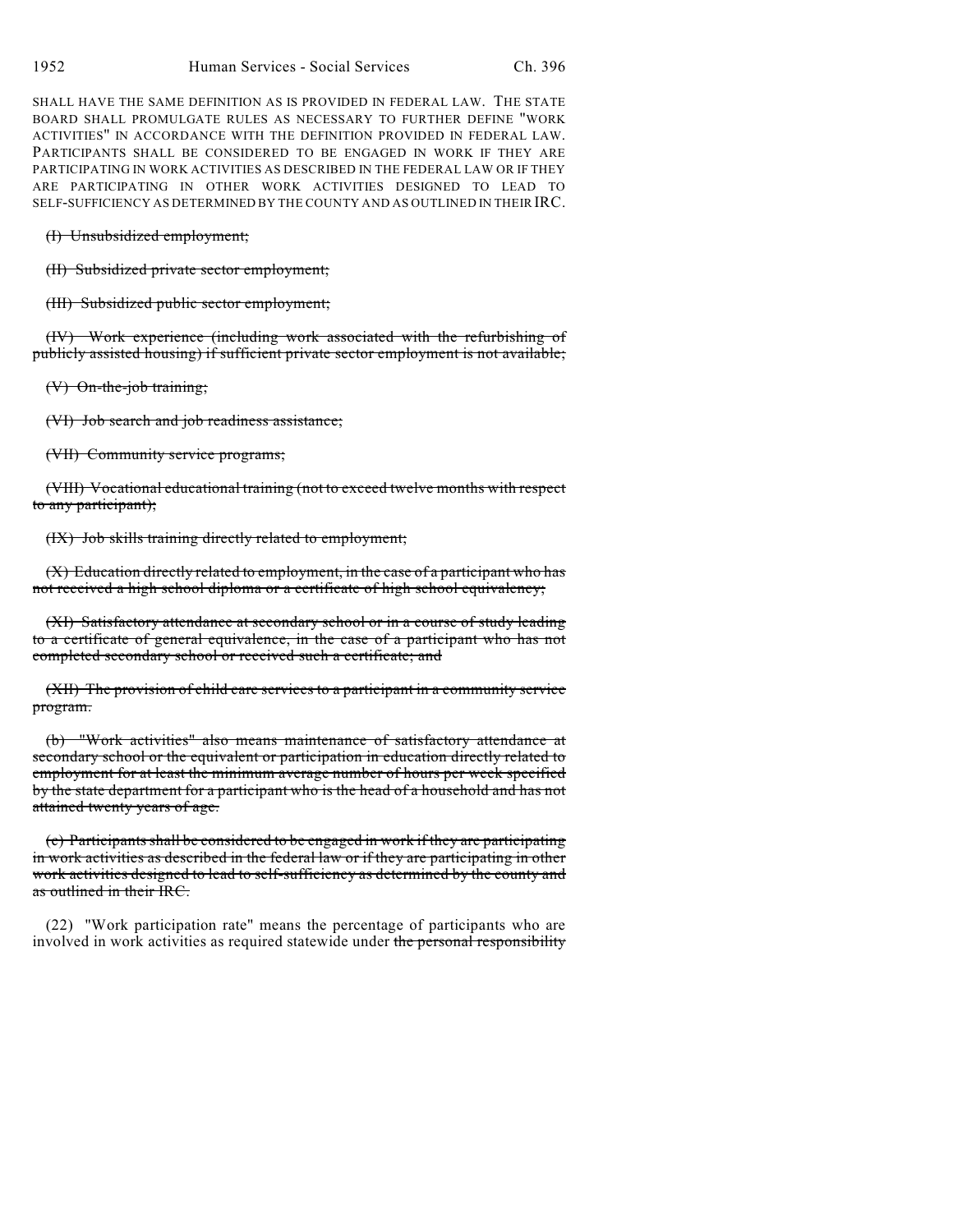SHALL HAVE THE SAME DEFINITION AS IS PROVIDED IN FEDERAL LAW. THE STATE BOARD SHALL PROMULGATE RULES AS NECESSARY TO FURTHER DEFINE "WORK ACTIVITIES" IN ACCORDANCE WITH THE DEFINITION PROVIDED IN FEDERAL LAW. PARTICIPANTS SHALL BE CONSIDERED TO BE ENGAGED IN WORK IF THEY ARE PARTICIPATING IN WORK ACTIVITIES AS DESCRIBED IN THE FEDERAL LAW OR IF THEY ARE PARTICIPATING IN OTHER WORK ACTIVITIES DESIGNED TO LEAD TO SELF-SUFFICIENCY AS DETERMINED BY THE COUNTY AND AS OUTLINED IN THEIR IRC.

~~(I) Unsubsidized employment;~~

~~(II) Subsidized private sector employment;~~

~~(III) Subsidized public sector employment;~~

~~(IV) Work experience (including work associated with the refurbishing of publicly assisted housing) if sufficient private sector employment is not available;~~

~~(V) On-the-job training;~~

~~(VI) Job search and job readiness assistance;~~

~~(VII) Community service programs;~~

~~(VIII) Vocational educational training (not to exceed twelve months with respect to any participant);~~

~~(IX) Job skills training directly related to employment;~~

~~(X) Education directly related to employment, in the case of a participant who has not received a high school diploma or a certificate of high school equivalency;~~

~~(XI) Satisfactory attendance at secondary school or in a course of study leading to a certificate of general equivalence, in the case of a participant who has not completed secondary school or received such a certificate; and~~

~~(XII) The provision of child care services to a participant in a community service program.~~

~~(b) "Work activities" also means maintenance of satisfactory attendance at secondary school or the equivalent or participation in education directly related to employment for at least the minimum average number of hours per week specified by the state department for a participant who is the head of a household and has not attained twenty years of age.~~

~~(c) Participants shall be considered to be engaged in work if they are participating in work activities as described in the federal law or if they are participating in other work activities designed to lead to self-sufficiency as determined by the county and as outlined in their IRC.~~

(22) "Work participation rate" means the percentage of participants who are involved in work activities as required statewide under ~~the personal responsibility~~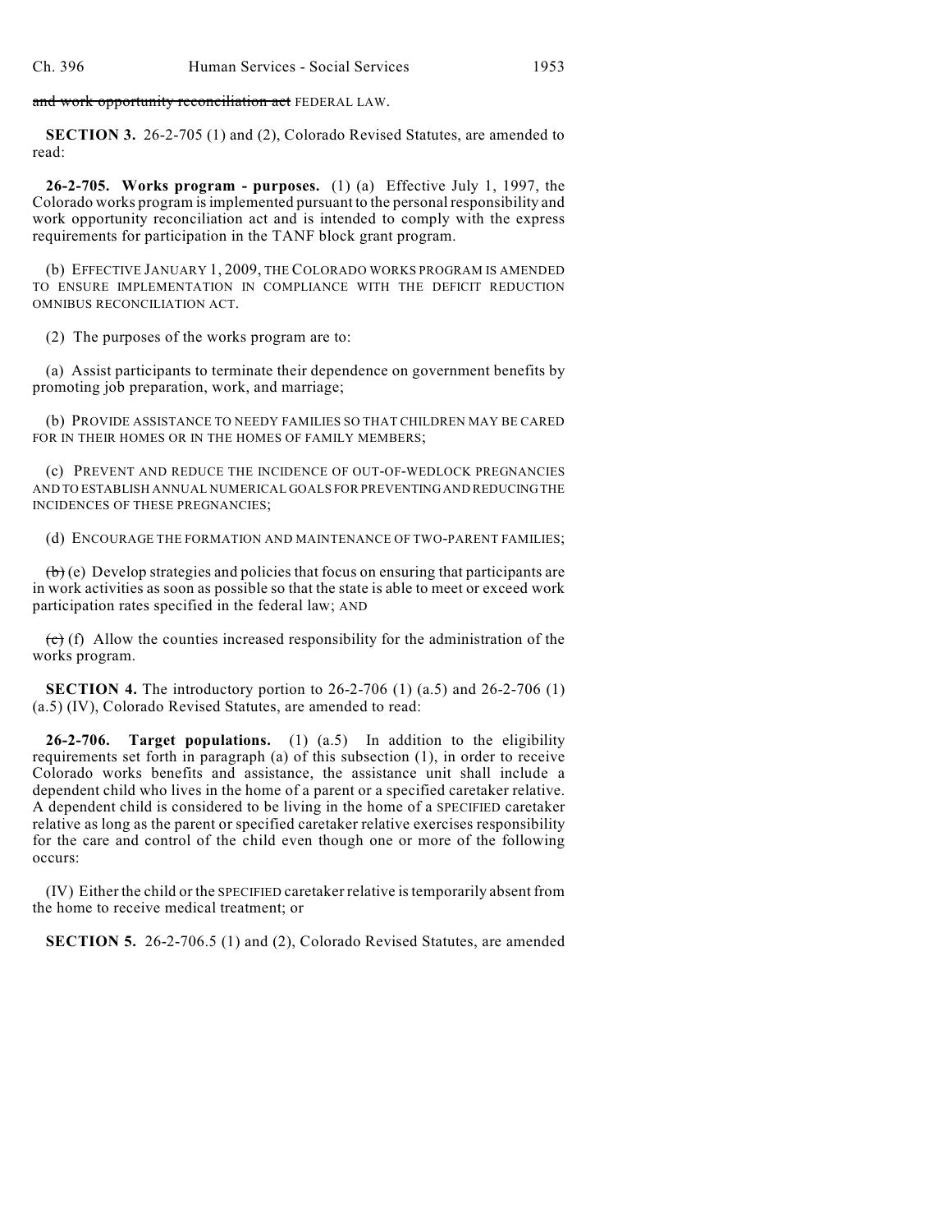~~and work opportunity reconciliation act~~ FEDERAL LAW.

**SECTION 3.** 26-2-705 (1) and (2), Colorado Revised Statutes, are amended to read:

**26-2-705. Works program - purposes.** (1) (a) Effective July 1, 1997, the Colorado works program is implemented pursuant to the personal responsibility and work opportunity reconciliation act and is intended to comply with the express requirements for participation in the TANF block grant program.

(b) EFFECTIVE JANUARY 1, 2009, THE COLORADO WORKS PROGRAM IS AMENDED TO ENSURE IMPLEMENTATION IN COMPLIANCE WITH THE DEFICIT REDUCTION OMNIBUS RECONCILIATION ACT.

(2) The purposes of the works program are to:

(a) Assist participants to terminate their dependence on government benefits by promoting job preparation, work, and marriage;

(b) PROVIDE ASSISTANCE TO NEEDY FAMILIES SO THAT CHILDREN MAY BE CARED FOR IN THEIR HOMES OR IN THE HOMES OF FAMILY MEMBERS;

(c) PREVENT AND REDUCE THE INCIDENCE OF OUT-OF-WEDLOCK PREGNANCIES AND TO ESTABLISH ANNUAL NUMERICAL GOALS FOR PREVENTING AND REDUCING THE INCIDENCES OF THESE PREGNANCIES;

(d) ENCOURAGE THE FORMATION AND MAINTENANCE OF TWO-PARENT FAMILIES;

~~(b)~~ (e) Develop strategies and policies that focus on ensuring that participants are in work activities as soon as possible so that the state is able to meet or exceed work participation rates specified in the federal law; AND

~~(c)~~ (f) Allow the counties increased responsibility for the administration of the works program.

**SECTION 4.** The introductory portion to 26-2-706 (1) (a.5) and 26-2-706 (1) (a.5) (IV), Colorado Revised Statutes, are amended to read:

**26-2-706. Target populations.** (1) (a.5) In addition to the eligibility requirements set forth in paragraph (a) of this subsection (1), in order to receive Colorado works benefits and assistance, the assistance unit shall include a dependent child who lives in the home of a parent or a specified caretaker relative. A dependent child is considered to be living in the home of a SPECIFIED caretaker relative as long as the parent or specified caretaker relative exercises responsibility for the care and control of the child even though one or more of the following occurs:

(IV) Either the child or the SPECIFIED caretaker relative is temporarily absent from the home to receive medical treatment; or

**SECTION 5.** 26-2-706.5 (1) and (2), Colorado Revised Statutes, are amended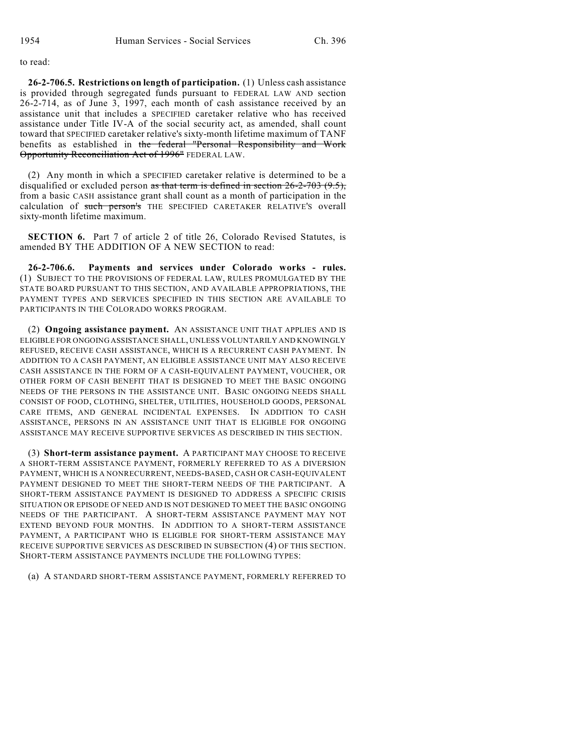to read:

**26-2-706.5. Restrictions on length of participation.** (1) Unless cash assistance is provided through segregated funds pursuant to FEDERAL LAW AND section 26-2-714, as of June 3, 1997, each month of cash assistance received by an assistance unit that includes a SPECIFIED caretaker relative who has received assistance under Title IV-A of the social security act, as amended, shall count toward that SPECIFIED caretaker relative's sixty-month lifetime maximum of TANF benefits as established in ~~the federal "Personal Responsibility and Work Opportunity Reconciliation Act of 1996"~~ FEDERAL LAW.

(2) Any month in which a SPECIFIED caretaker relative is determined to be a disqualified or excluded person ~~as that term is defined in section 26-2-703 (9.5),~~ from a basic CASH assistance grant shall count as a month of participation in the calculation of ~~such person's~~ THE SPECIFIED CARETAKER RELATIVE'S overall sixty-month lifetime maximum.

**SECTION 6.** Part 7 of article 2 of title 26, Colorado Revised Statutes, is amended BY THE ADDITION OF A NEW SECTION to read:

**26-2-706.6. Payments and services under Colorado works - rules.** (1) SUBJECT TO THE PROVISIONS OF FEDERAL LAW, RULES PROMULGATED BY THE STATE BOARD PURSUANT TO THIS SECTION, AND AVAILABLE APPROPRIATIONS, THE PAYMENT TYPES AND SERVICES SPECIFIED IN THIS SECTION ARE AVAILABLE TO PARTICIPANTS IN THE COLORADO WORKS PROGRAM.

(2) **Ongoing assistance payment.** AN ASSISTANCE UNIT THAT APPLIES AND IS ELIGIBLE FOR ONGOING ASSISTANCE SHALL, UNLESS VOLUNTARILY AND KNOWINGLY REFUSED, RECEIVE CASH ASSISTANCE, WHICH IS A RECURRENT CASH PAYMENT. IN ADDITION TO A CASH PAYMENT, AN ELIGIBLE ASSISTANCE UNIT MAY ALSO RECEIVE CASH ASSISTANCE IN THE FORM OF A CASH-EQUIVALENT PAYMENT, VOUCHER, OR OTHER FORM OF CASH BENEFIT THAT IS DESIGNED TO MEET THE BASIC ONGOING NEEDS OF THE PERSONS IN THE ASSISTANCE UNIT. BASIC ONGOING NEEDS SHALL CONSIST OF FOOD, CLOTHING, SHELTER, UTILITIES, HOUSEHOLD GOODS, PERSONAL CARE ITEMS, AND GENERAL INCIDENTAL EXPENSES. IN ADDITION TO CASH ASSISTANCE, PERSONS IN AN ASSISTANCE UNIT THAT IS ELIGIBLE FOR ONGOING ASSISTANCE MAY RECEIVE SUPPORTIVE SERVICES AS DESCRIBED IN THIS SECTION.

(3) **Short-term assistance payment.** A PARTICIPANT MAY CHOOSE TO RECEIVE A SHORT-TERM ASSISTANCE PAYMENT, FORMERLY REFERRED TO AS A DIVERSION PAYMENT, WHICH IS A NONRECURRENT, NEEDS-BASED, CASH OR CASH-EQUIVALENT PAYMENT DESIGNED TO MEET THE SHORT-TERM NEEDS OF THE PARTICIPANT. A SHORT-TERM ASSISTANCE PAYMENT IS DESIGNED TO ADDRESS A SPECIFIC CRISIS SITUATION OR EPISODE OF NEED AND IS NOT DESIGNED TO MEET THE BASIC ONGOING NEEDS OF THE PARTICIPANT. A SHORT-TERM ASSISTANCE PAYMENT MAY NOT EXTEND BEYOND FOUR MONTHS. IN ADDITION TO A SHORT-TERM ASSISTANCE PAYMENT, A PARTICIPANT WHO IS ELIGIBLE FOR SHORT-TERM ASSISTANCE MAY RECEIVE SUPPORTIVE SERVICES AS DESCRIBED IN SUBSECTION (4) OF THIS SECTION. SHORT-TERM ASSISTANCE PAYMENTS INCLUDE THE FOLLOWING TYPES:

(a) A STANDARD SHORT-TERM ASSISTANCE PAYMENT, FORMERLY REFERRED TO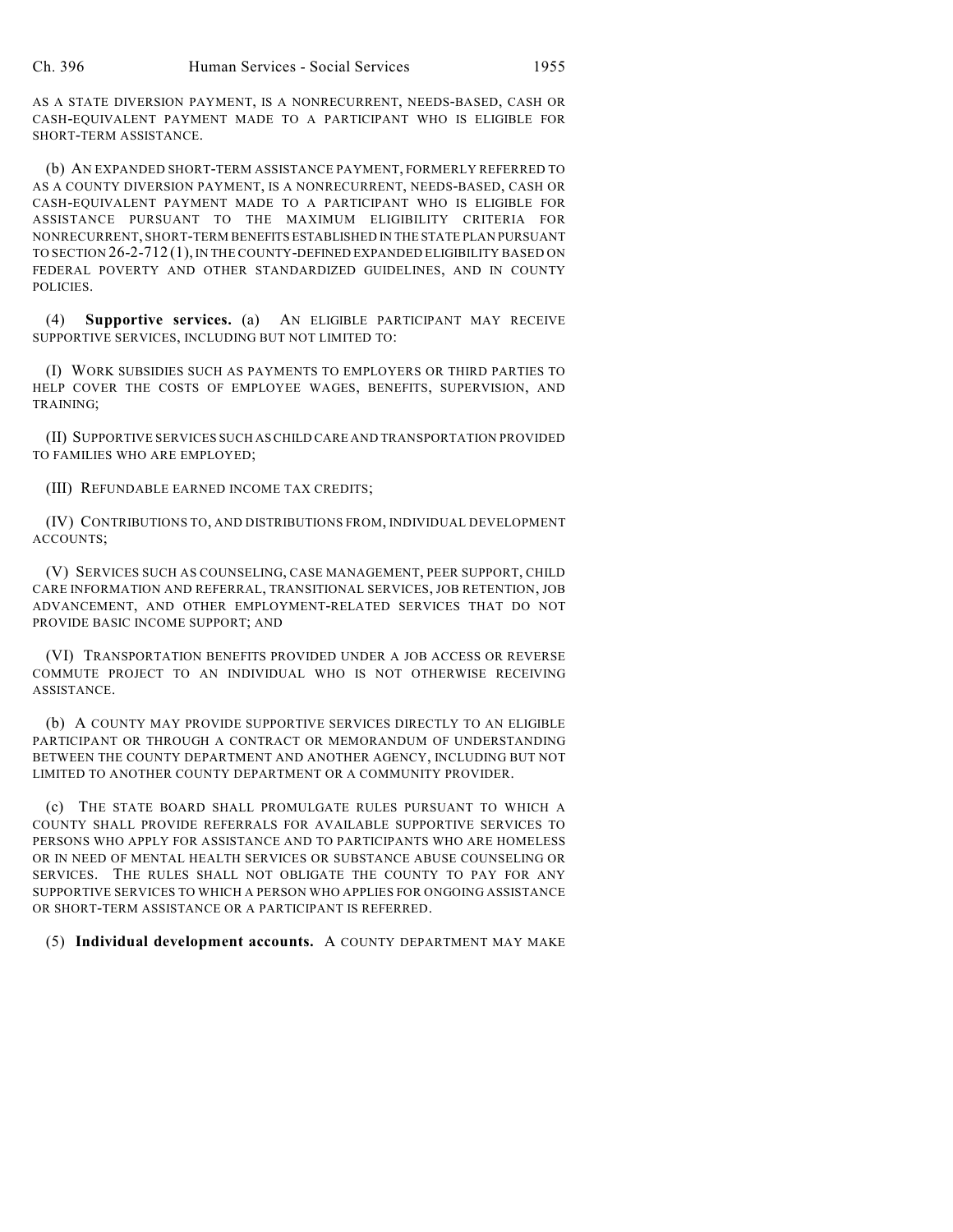AS A STATE DIVERSION PAYMENT, IS A NONRECURRENT, NEEDS-BASED, CASH OR CASH-EQUIVALENT PAYMENT MADE TO A PARTICIPANT WHO IS ELIGIBLE FOR SHORT-TERM ASSISTANCE.

(b) AN EXPANDED SHORT-TERM ASSISTANCE PAYMENT, FORMERLY REFERRED TO AS A COUNTY DIVERSION PAYMENT, IS A NONRECURRENT, NEEDS-BASED, CASH OR CASH-EQUIVALENT PAYMENT MADE TO A PARTICIPANT WHO IS ELIGIBLE FOR ASSISTANCE PURSUANT TO THE MAXIMUM ELIGIBILITY CRITERIA FOR NONRECURRENT, SHORT-TERM BENEFITS ESTABLISHED IN THE STATE PLAN PURSUANT TO SECTION 26-2-712 (1), IN THE COUNTY-DEFINED EXPANDED ELIGIBILITY BASED ON FEDERAL POVERTY AND OTHER STANDARDIZED GUIDELINES, AND IN COUNTY POLICIES.

(4) **Supportive services.** (a) AN ELIGIBLE PARTICIPANT MAY RECEIVE SUPPORTIVE SERVICES, INCLUDING BUT NOT LIMITED TO:

(I) WORK SUBSIDIES SUCH AS PAYMENTS TO EMPLOYERS OR THIRD PARTIES TO HELP COVER THE COSTS OF EMPLOYEE WAGES, BENEFITS, SUPERVISION, AND TRAINING;

(II) SUPPORTIVE SERVICES SUCH AS CHILD CARE AND TRANSPORTATION PROVIDED TO FAMILIES WHO ARE EMPLOYED;

(III) REFUNDABLE EARNED INCOME TAX CREDITS;

(IV) CONTRIBUTIONS TO, AND DISTRIBUTIONS FROM, INDIVIDUAL DEVELOPMENT ACCOUNTS;

(V) SERVICES SUCH AS COUNSELING, CASE MANAGEMENT, PEER SUPPORT, CHILD CARE INFORMATION AND REFERRAL, TRANSITIONAL SERVICES, JOB RETENTION, JOB ADVANCEMENT, AND OTHER EMPLOYMENT-RELATED SERVICES THAT DO NOT PROVIDE BASIC INCOME SUPPORT; AND

(VI) TRANSPORTATION BENEFITS PROVIDED UNDER A JOB ACCESS OR REVERSE COMMUTE PROJECT TO AN INDIVIDUAL WHO IS NOT OTHERWISE RECEIVING ASSISTANCE.

(b) A COUNTY MAY PROVIDE SUPPORTIVE SERVICES DIRECTLY TO AN ELIGIBLE PARTICIPANT OR THROUGH A CONTRACT OR MEMORANDUM OF UNDERSTANDING BETWEEN THE COUNTY DEPARTMENT AND ANOTHER AGENCY, INCLUDING BUT NOT LIMITED TO ANOTHER COUNTY DEPARTMENT OR A COMMUNITY PROVIDER.

(c) THE STATE BOARD SHALL PROMULGATE RULES PURSUANT TO WHICH A COUNTY SHALL PROVIDE REFERRALS FOR AVAILABLE SUPPORTIVE SERVICES TO PERSONS WHO APPLY FOR ASSISTANCE AND TO PARTICIPANTS WHO ARE HOMELESS OR IN NEED OF MENTAL HEALTH SERVICES OR SUBSTANCE ABUSE COUNSELING OR SERVICES. THE RULES SHALL NOT OBLIGATE THE COUNTY TO PAY FOR ANY SUPPORTIVE SERVICES TO WHICH A PERSON WHO APPLIES FOR ONGOING ASSISTANCE OR SHORT-TERM ASSISTANCE OR A PARTICIPANT IS REFERRED.

(5) **Individual development accounts.** A COUNTY DEPARTMENT MAY MAKE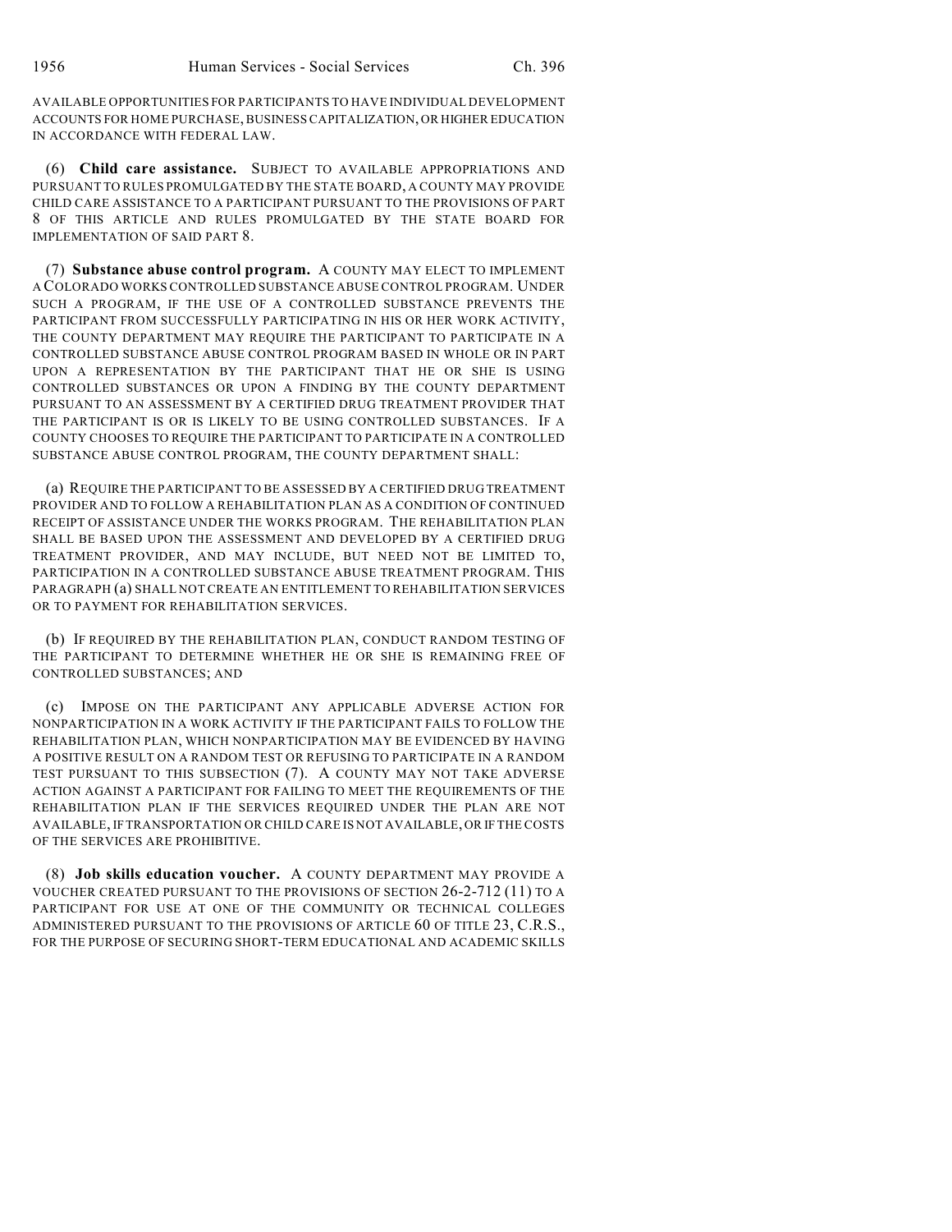AVAILABLE OPPORTUNITIES FOR PARTICIPANTS TO HAVE INDIVIDUAL DEVELOPMENT ACCOUNTS FOR HOME PURCHASE, BUSINESS CAPITALIZATION, OR HIGHER EDUCATION IN ACCORDANCE WITH FEDERAL LAW.

(6) **Child care assistance.** SUBJECT TO AVAILABLE APPROPRIATIONS AND PURSUANT TO RULES PROMULGATED BY THE STATE BOARD, A COUNTY MAY PROVIDE CHILD CARE ASSISTANCE TO A PARTICIPANT PURSUANT TO THE PROVISIONS OF PART 8 OF THIS ARTICLE AND RULES PROMULGATED BY THE STATE BOARD FOR IMPLEMENTATION OF SAID PART 8.

(7) **Substance abuse control program.** A COUNTY MAY ELECT TO IMPLEMENT A COLORADO WORKS CONTROLLED SUBSTANCE ABUSE CONTROL PROGRAM. UNDER SUCH A PROGRAM, IF THE USE OF A CONTROLLED SUBSTANCE PREVENTS THE PARTICIPANT FROM SUCCESSFULLY PARTICIPATING IN HIS OR HER WORK ACTIVITY, THE COUNTY DEPARTMENT MAY REQUIRE THE PARTICIPANT TO PARTICIPATE IN A CONTROLLED SUBSTANCE ABUSE CONTROL PROGRAM BASED IN WHOLE OR IN PART UPON A REPRESENTATION BY THE PARTICIPANT THAT HE OR SHE IS USING CONTROLLED SUBSTANCES OR UPON A FINDING BY THE COUNTY DEPARTMENT PURSUANT TO AN ASSESSMENT BY A CERTIFIED DRUG TREATMENT PROVIDER THAT THE PARTICIPANT IS OR IS LIKELY TO BE USING CONTROLLED SUBSTANCES. IF A COUNTY CHOOSES TO REQUIRE THE PARTICIPANT TO PARTICIPATE IN A CONTROLLED SUBSTANCE ABUSE CONTROL PROGRAM, THE COUNTY DEPARTMENT SHALL:

(a) REQUIRE THE PARTICIPANT TO BE ASSESSED BY A CERTIFIED DRUG TREATMENT PROVIDER AND TO FOLLOW A REHABILITATION PLAN AS A CONDITION OF CONTINUED RECEIPT OF ASSISTANCE UNDER THE WORKS PROGRAM. THE REHABILITATION PLAN SHALL BE BASED UPON THE ASSESSMENT AND DEVELOPED BY A CERTIFIED DRUG TREATMENT PROVIDER, AND MAY INCLUDE, BUT NEED NOT BE LIMITED TO, PARTICIPATION IN A CONTROLLED SUBSTANCE ABUSE TREATMENT PROGRAM. THIS PARAGRAPH (a) SHALL NOT CREATE AN ENTITLEMENT TO REHABILITATION SERVICES OR TO PAYMENT FOR REHABILITATION SERVICES.

(b) IF REQUIRED BY THE REHABILITATION PLAN, CONDUCT RANDOM TESTING OF THE PARTICIPANT TO DETERMINE WHETHER HE OR SHE IS REMAINING FREE OF CONTROLLED SUBSTANCES; AND

(c) IMPOSE ON THE PARTICIPANT ANY APPLICABLE ADVERSE ACTION FOR NONPARTICIPATION IN A WORK ACTIVITY IF THE PARTICIPANT FAILS TO FOLLOW THE REHABILITATION PLAN, WHICH NONPARTICIPATION MAY BE EVIDENCED BY HAVING A POSITIVE RESULT ON A RANDOM TEST OR REFUSING TO PARTICIPATE IN A RANDOM TEST PURSUANT TO THIS SUBSECTION (7). A COUNTY MAY NOT TAKE ADVERSE ACTION AGAINST A PARTICIPANT FOR FAILING TO MEET THE REQUIREMENTS OF THE REHABILITATION PLAN IF THE SERVICES REQUIRED UNDER THE PLAN ARE NOT AVAILABLE, IF TRANSPORTATION OR CHILD CARE IS NOT AVAILABLE, OR IF THE COSTS OF THE SERVICES ARE PROHIBITIVE.

(8) **Job skills education voucher.** A COUNTY DEPARTMENT MAY PROVIDE A VOUCHER CREATED PURSUANT TO THE PROVISIONS OF SECTION 26-2-712 (11) TO A PARTICIPANT FOR USE AT ONE OF THE COMMUNITY OR TECHNICAL COLLEGES ADMINISTERED PURSUANT TO THE PROVISIONS OF ARTICLE 60 OF TITLE 23, C.R.S., FOR THE PURPOSE OF SECURING SHORT-TERM EDUCATIONAL AND ACADEMIC SKILLS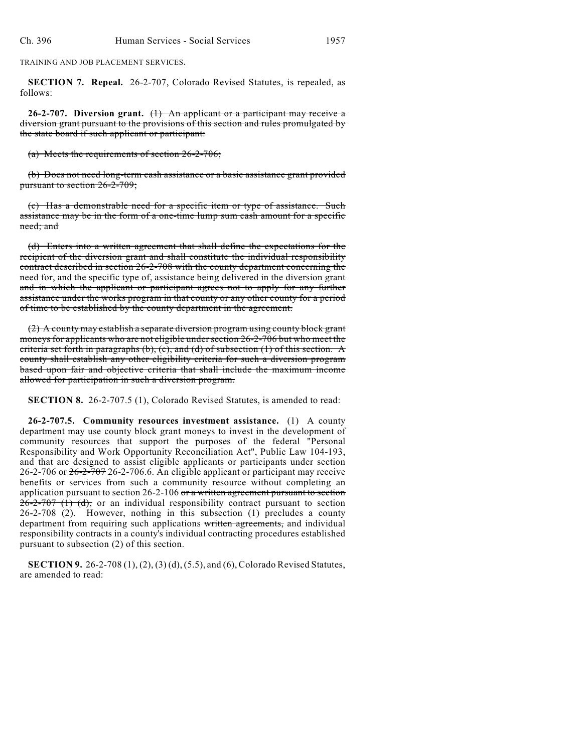TRAINING AND JOB PLACEMENT SERVICES.

**SECTION 7. Repeal.** 26-2-707, Colorado Revised Statutes, is repealed, as follows:

**26-2-707. Diversion grant.** ~~(1) An applicant or a participant may receive a diversion grant pursuant to the provisions of this section and rules promulgated by the state board if such applicant or participant:~~

~~(a) Meets the requirements of section 26-2-706;~~

~~(b) Does not need long-term cash assistance or a basic assistance grant provided pursuant to section 26-2-709;~~

~~(c) Has a demonstrable need for a specific item or type of assistance. Such assistance may be in the form of a one-time lump sum cash amount for a specific need; and~~

~~(d) Enters into a written agreement that shall define the expectations for the recipient of the diversion grant and shall constitute the individual responsibility contract described in section 26-2-708 with the county department concerning the need for, and the specific type of, assistance being delivered in the diversion grant and in which the applicant or participant agrees not to apply for any further assistance under the works program in that county or any other county for a period of time to be established by the county department in the agreement.~~

~~(2) A county may establish a separate diversion program using county block grant moneys for applicants who are not eligible under section 26-2-706 but who meet the criteria set forth in paragraphs (b), (c), and (d) of subsection (1) of this section. A county shall establish any other eligibility criteria for such a diversion program based upon fair and objective criteria that shall include the maximum income allowed for participation in such a diversion program.~~

**SECTION 8.** 26-2-707.5 (1), Colorado Revised Statutes, is amended to read:

**26-2-707.5. Community resources investment assistance.** (1) A county department may use county block grant moneys to invest in the development of community resources that support the purposes of the federal "Personal Responsibility and Work Opportunity Reconciliation Act", Public Law 104-193, and that are designed to assist eligible applicants or participants under section 26-2-706 or ~~26-2-707~~ 26-2-706.6. An eligible applicant or participant may receive benefits or services from such a community resource without completing an application pursuant to section 26-2-106 ~~or a written agreement pursuant to section 26-2-707 (1) (d),~~ or an individual responsibility contract pursuant to section 26-2-708 (2). However, nothing in this subsection (1) precludes a county department from requiring such applications ~~written agreements,~~ and individual responsibility contracts in a county's individual contracting procedures established pursuant to subsection (2) of this section.

**SECTION 9.** 26-2-708 (1), (2), (3) (d), (5.5), and (6), Colorado Revised Statutes, are amended to read: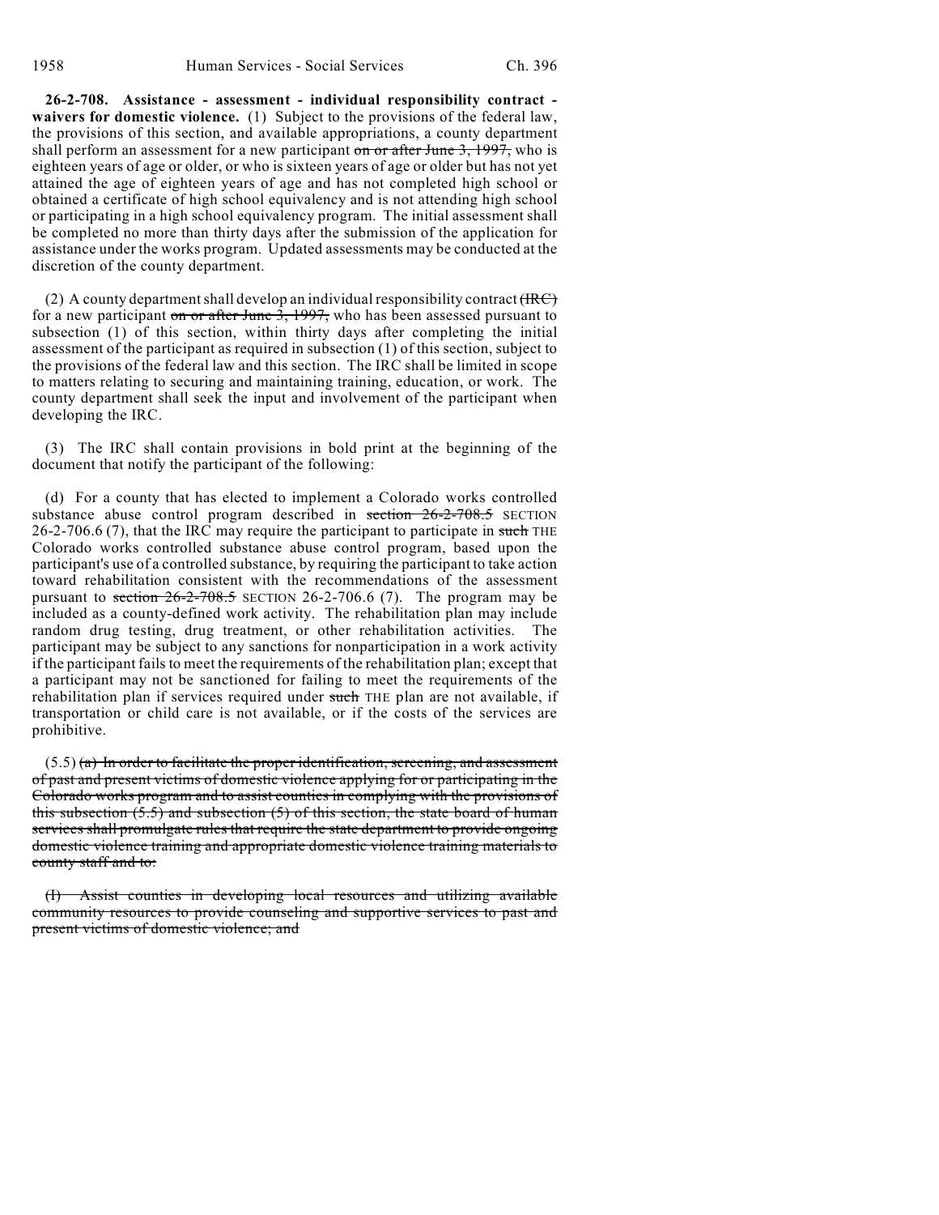**26-2-708. Assistance - assessment - individual responsibility contract - waivers for domestic violence.** (1) Subject to the provisions of the federal law, the provisions of this section, and available appropriations, a county department shall perform an assessment for a new participant ~~on or after June 3, 1997,~~ who is eighteen years of age or older, or who is sixteen years of age or older but has not yet attained the age of eighteen years of age and has not completed high school or obtained a certificate of high school equivalency and is not attending high school or participating in a high school equivalency program. The initial assessment shall be completed no more than thirty days after the submission of the application for assistance under the works program. Updated assessments may be conducted at the discretion of the county department.

(2) A county department shall develop an individual responsibility contract ~~(IRC)~~ for a new participant ~~on or after June 3, 1997,~~ who has been assessed pursuant to subsection (1) of this section, within thirty days after completing the initial assessment of the participant as required in subsection (1) of this section, subject to the provisions of the federal law and this section. The IRC shall be limited in scope to matters relating to securing and maintaining training, education, or work. The county department shall seek the input and involvement of the participant when developing the IRC.

(3) The IRC shall contain provisions in bold print at the beginning of the document that notify the participant of the following:

(d) For a county that has elected to implement a Colorado works controlled substance abuse control program described in ~~section 26-2-708.5~~ SECTION 26-2-706.6 (7), that the IRC may require the participant to participate in ~~such~~ THE Colorado works controlled substance abuse control program, based upon the participant's use of a controlled substance, by requiring the participant to take action toward rehabilitation consistent with the recommendations of the assessment pursuant to ~~section 26-2-708.5~~ SECTION 26-2-706.6 (7). The program may be included as a county-defined work activity. The rehabilitation plan may include random drug testing, drug treatment, or other rehabilitation activities. The participant may be subject to any sanctions for nonparticipation in a work activity if the participant fails to meet the requirements of the rehabilitation plan; except that a participant may not be sanctioned for failing to meet the requirements of the rehabilitation plan if services required under ~~such~~ THE plan are not available, if transportation or child care is not available, or if the costs of the services are prohibitive.

(5.5) ~~(a) In order to facilitate the proper identification, screening, and assessment of past and present victims of domestic violence applying for or participating in the Colorado works program and to assist counties in complying with the provisions of this subsection (5.5) and subsection (5) of this section, the state board of human services shall promulgate rules that require the state department to provide ongoing domestic violence training and appropriate domestic violence training materials to county staff and to:~~

~~(I) Assist counties in developing local resources and utilizing available community resources to provide counseling and supportive services to past and present victims of domestic violence; and~~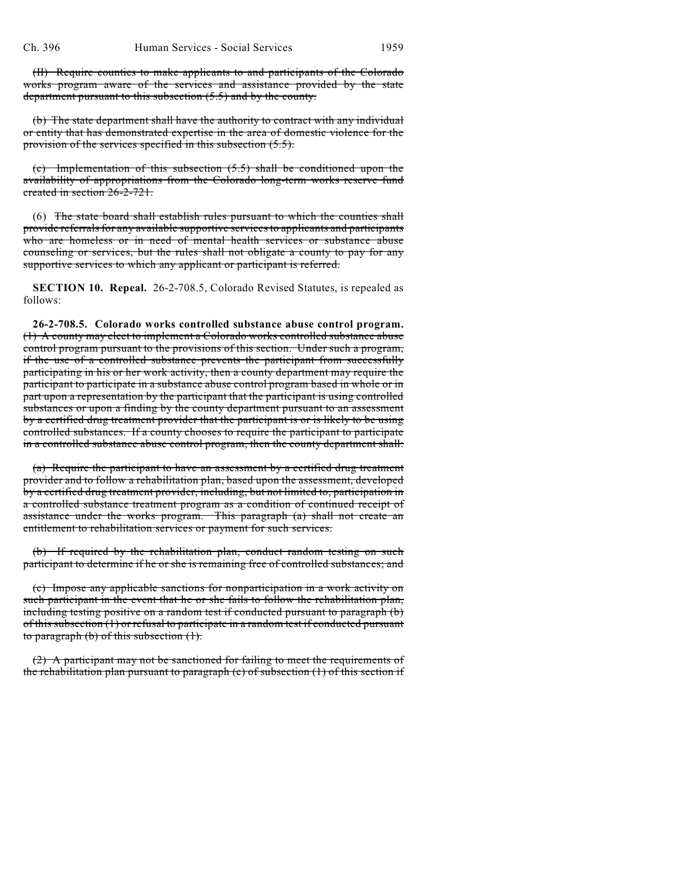(II) Require counties to make applicants to and participants of the Colorado works program aware of the services and assistance provided by the state department pursuant to this subsection (5.5) and by the county.

(b) The state department shall have the authority to contract with any individual or entity that has demonstrated expertise in the area of domestic violence for the provision of the services specified in this subsection (5.5).

(c) Implementation of this subsection (5.5) shall be conditioned upon the availability of appropriations from the Colorado long-term works reserve fund created in section 26-2-721.

(6) The state board shall establish rules pursuant to which the counties shall provide referrals for any available supportive services to applicants and participants who are homeless or in need of mental health services or substance abuse counseling or services, but the rules shall not obligate a county to pay for any supportive services to which any applicant or participant is referred.

**SECTION 10. Repeal.** 26-2-708.5, Colorado Revised Statutes, is repealed as follows:

**26-2-708.5. Colorado works controlled substance abuse control program.** (1) A county may elect to implement a Colorado works controlled substance abuse control program pursuant to the provisions of this section. Under such a program, if the use of a controlled substance prevents the participant from successfully participating in his or her work activity, then a county department may require the participant to participate in a substance abuse control program based in whole or in part upon a representation by the participant that the participant is using controlled substances or upon a finding by the county department pursuant to an assessment by a certified drug treatment provider that the participant is or is likely to be using controlled substances. If a county chooses to require the participant to participate in a controlled substance abuse control program, then the county department shall:

(a) Require the participant to have an assessment by a certified drug treatment provider and to follow a rehabilitation plan, based upon the assessment, developed by a certified drug treatment provider, including, but not limited to, participation in a controlled substance treatment program as a condition of continued receipt of assistance under the works program. This paragraph (a) shall not create an entitlement to rehabilitation services or payment for such services.

(b) If required by the rehabilitation plan, conduct random testing on such participant to determine if he or she is remaining free of controlled substances; and

(c) Impose any applicable sanctions for nonparticipation in a work activity on such participant in the event that he or she fails to follow the rehabilitation plan, including testing positive on a random test if conducted pursuant to paragraph (b) of this subsection (1) or refusal to participate in a random test if conducted pursuant to paragraph (b) of this subsection (1).

(2) A participant may not be sanctioned for failing to meet the requirements of the rehabilitation plan pursuant to paragraph (c) of subsection (1) of this section if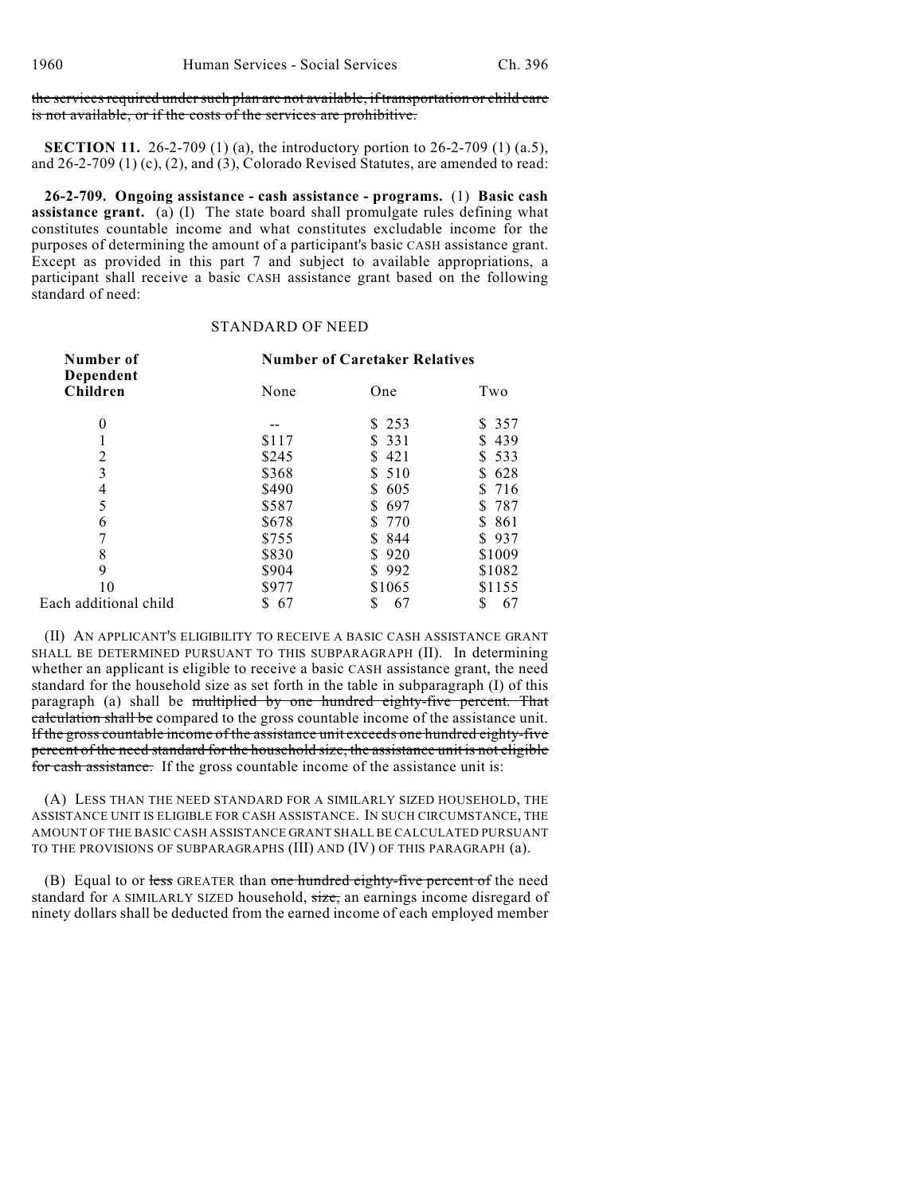~~the services required under such plan are not available, if transportation or child care is not available, or if the costs of the services are prohibitive.~~

**SECTION 11.** 26-2-709 (1) (a), the introductory portion to 26-2-709 (1) (a.5), and 26-2-709 (1) (c), (2), and (3), Colorado Revised Statutes, are amended to read:

**26-2-709. Ongoing assistance - cash assistance - programs.** (1) **Basic cash assistance grant.** (a) (I) The state board shall promulgate rules defining what constitutes countable income and what constitutes excludable income for the purposes of determining the amount of a participant's basic CASH assistance grant. Except as provided in this part 7 and subject to available appropriations, a participant shall receive a basic CASH assistance grant based on the following standard of need:

STANDARD OF NEED

| Number of Dependent Children | Number of Caretaker Relatives | | |
|---|---|---|---|
| | None | One | Two |
| 0 | -- | $ 253 | $ 357 |
| 1 | $117 | $ 331 | $ 439 |
| 2 | $245 | $ 421 | $ 533 |
| 3 | $368 | $ 510 | $ 628 |
| 4 | $490 | $ 605 | $ 716 |
| 5 | $587 | $ 697 | $ 787 |
| 6 | $678 | $ 770 | $ 861 |
| 7 | $755 | $ 844 | $ 937 |
| 8 | $830 | $ 920 | $1009 |
| 9 | $904 | $ 992 | $1082 |
| 10 | $977 | $1065 | $1155 |
| Each additional child | $ 67 | $ 67 | $ 67 |

(II) AN APPLICANT'S ELIGIBILITY TO RECEIVE A BASIC CASH ASSISTANCE GRANT SHALL BE DETERMINED PURSUANT TO THIS SUBPARAGRAPH (II). In determining whether an applicant is eligible to receive a basic CASH assistance grant, the need standard for the household size as set forth in the table in subparagraph (I) of this paragraph (a) shall be ~~multiplied by one hundred eighty-five percent. That calculation shall be~~ compared to the gross countable income of the assistance unit. ~~If the gross countable income of the assistance unit exceeds one hundred eighty-five percent of the need standard for the household size, the assistance unit is not eligible for cash assistance.~~ If the gross countable income of the assistance unit is:

(A) LESS THAN THE NEED STANDARD FOR A SIMILARLY SIZED HOUSEHOLD, THE ASSISTANCE UNIT IS ELIGIBLE FOR CASH ASSISTANCE. IN SUCH CIRCUMSTANCE, THE AMOUNT OF THE BASIC CASH ASSISTANCE GRANT SHALL BE CALCULATED PURSUANT TO THE PROVISIONS OF SUBPARAGRAPHS (III) AND (IV) OF THIS PARAGRAPH (a).

(B) Equal to or ~~less~~ GREATER than ~~one hundred eighty-five percent of~~ the need standard for A SIMILARLY SIZED household, ~~size,~~ an earnings income disregard of ninety dollars shall be deducted from the earned income of each employed member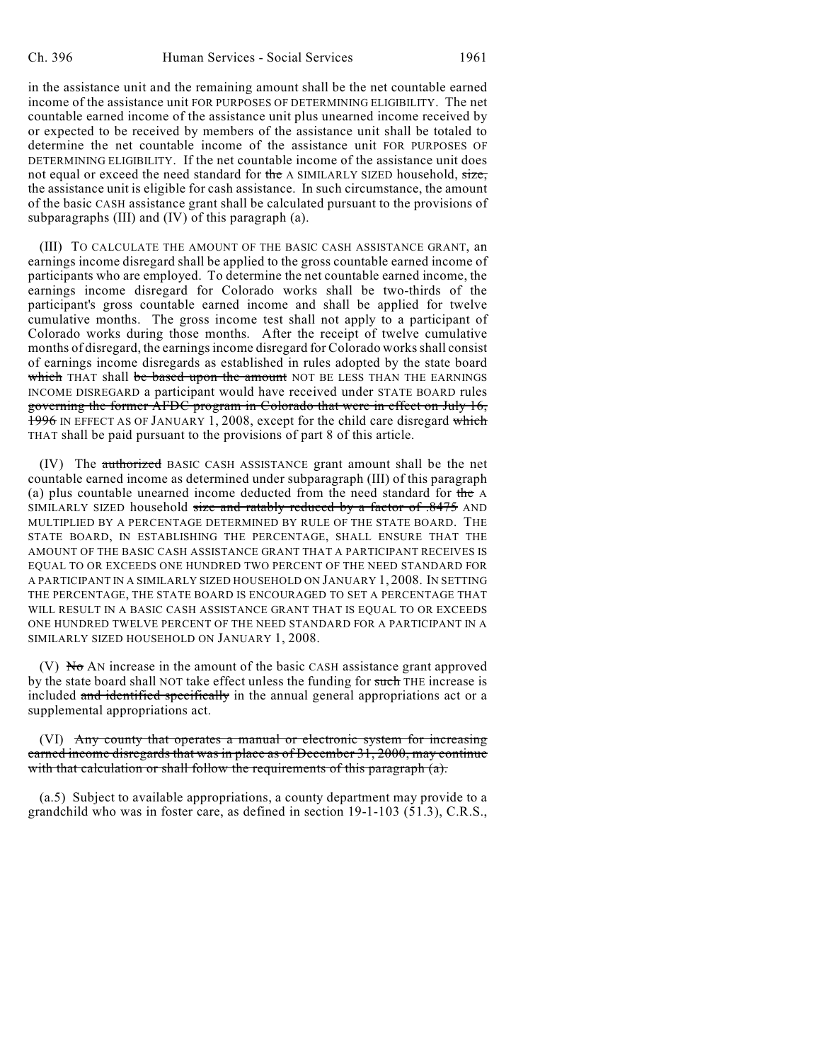in the assistance unit and the remaining amount shall be the net countable earned income of the assistance unit FOR PURPOSES OF DETERMINING ELIGIBILITY. The net countable earned income of the assistance unit plus unearned income received by or expected to be received by members of the assistance unit shall be totaled to determine the net countable income of the assistance unit FOR PURPOSES OF DETERMINING ELIGIBILITY. If the net countable income of the assistance unit does not equal or exceed the need standard for ~~the~~ A SIMILARLY SIZED household, ~~size,~~ the assistance unit is eligible for cash assistance. In such circumstance, the amount of the basic CASH assistance grant shall be calculated pursuant to the provisions of subparagraphs (III) and (IV) of this paragraph (a).

(III) TO CALCULATE THE AMOUNT OF THE BASIC CASH ASSISTANCE GRANT, an earnings income disregard shall be applied to the gross countable earned income of participants who are employed. To determine the net countable earned income, the earnings income disregard for Colorado works shall be two-thirds of the participant's gross countable earned income and shall be applied for twelve cumulative months. The gross income test shall not apply to a participant of Colorado works during those months. After the receipt of twelve cumulative months of disregard, the earnings income disregard for Colorado works shall consist of earnings income disregards as established in rules adopted by the state board ~~which~~ THAT shall ~~be based upon the amount~~ NOT BE LESS THAN THE EARNINGS INCOME DISREGARD a participant would have received under STATE BOARD rules ~~governing the former AFDC program in Colorado that were in effect on July 16, 1996~~ IN EFFECT AS OF JANUARY 1, 2008, except for the child care disregard ~~which~~ THAT shall be paid pursuant to the provisions of part 8 of this article.

(IV) The ~~authorized~~ BASIC CASH ASSISTANCE grant amount shall be the net countable earned income as determined under subparagraph (III) of this paragraph (a) plus countable unearned income deducted from the need standard for ~~the~~ A SIMILARLY SIZED household ~~size and ratably reduced by a factor of .8475~~ AND MULTIPLIED BY A PERCENTAGE DETERMINED BY RULE OF THE STATE BOARD. THE STATE BOARD, IN ESTABLISHING THE PERCENTAGE, SHALL ENSURE THAT THE AMOUNT OF THE BASIC CASH ASSISTANCE GRANT THAT A PARTICIPANT RECEIVES IS EQUAL TO OR EXCEEDS ONE HUNDRED TWO PERCENT OF THE NEED STANDARD FOR A PARTICIPANT IN A SIMILARLY SIZED HOUSEHOLD ON JANUARY 1, 2008. IN SETTING THE PERCENTAGE, THE STATE BOARD IS ENCOURAGED TO SET A PERCENTAGE THAT WILL RESULT IN A BASIC CASH ASSISTANCE GRANT THAT IS EQUAL TO OR EXCEEDS ONE HUNDRED TWELVE PERCENT OF THE NEED STANDARD FOR A PARTICIPANT IN A SIMILARLY SIZED HOUSEHOLD ON JANUARY 1, 2008.

(V) ~~No~~ AN increase in the amount of the basic CASH assistance grant approved by the state board shall NOT take effect unless the funding for ~~such~~ THE increase is included ~~and identified specifically~~ in the annual general appropriations act or a supplemental appropriations act.

(VI) ~~Any county that operates a manual or electronic system for increasing earned income disregards that was in place as of December 31, 2000, may continue with that calculation or shall follow the requirements of this paragraph (a).~~

(a.5) Subject to available appropriations, a county department may provide to a grandchild who was in foster care, as defined in section 19-1-103 (51.3), C.R.S.,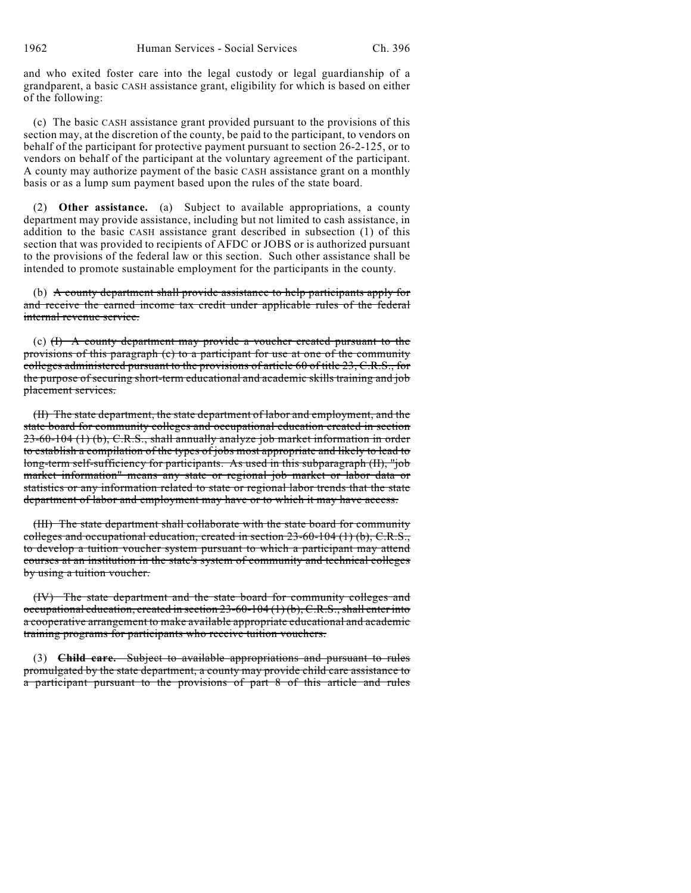and who exited foster care into the legal custody or legal guardianship of a grandparent, a basic CASH assistance grant, eligibility for which is based on either of the following:

(c) The basic CASH assistance grant provided pursuant to the provisions of this section may, at the discretion of the county, be paid to the participant, to vendors on behalf of the participant for protective payment pursuant to section 26-2-125, or to vendors on behalf of the participant at the voluntary agreement of the participant. A county may authorize payment of the basic CASH assistance grant on a monthly basis or as a lump sum payment based upon the rules of the state board.

(2) **Other assistance.** (a) Subject to available appropriations, a county department may provide assistance, including but not limited to cash assistance, in addition to the basic CASH assistance grant described in subsection (1) of this section that was provided to recipients of AFDC or JOBS or is authorized pursuant to the provisions of the federal law or this section. Such other assistance shall be intended to promote sustainable employment for the participants in the county.

(b) ~~A county department shall provide assistance to help participants apply for and receive the earned income tax credit under applicable rules of the federal internal revenue service.~~

(c) ~~(I) A county department may provide a voucher created pursuant to the provisions of this paragraph (c) to a participant for use at one of the community colleges administered pursuant to the provisions of article 60 of title 23, C.R.S., for the purpose of securing short-term educational and academic skills training and job placement services.~~

~~(II) The state department, the state department of labor and employment, and the state board for community colleges and occupational education created in section 23-60-104 (1) (b), C.R.S., shall annually analyze job market information in order to establish a compilation of the types of jobs most appropriate and likely to lead to long-term self-sufficiency for participants. As used in this subparagraph (II), "job market information" means any state or regional job market or labor data or statistics or any information related to state or regional labor trends that the state department of labor and employment may have or to which it may have access.~~

~~(III) The state department shall collaborate with the state board for community colleges and occupational education, created in section 23-60-104 (1) (b), C.R.S., to develop a tuition voucher system pursuant to which a participant may attend courses at an institution in the state's system of community and technical colleges by using a tuition voucher.~~

~~(IV) The state department and the state board for community colleges and occupational education, created in section 23-60-104 (1) (b), C.R.S., shall enter into a cooperative arrangement to make available appropriate educational and academic training programs for participants who receive tuition vouchers.~~

~~(3) **Child care.** Subject to available appropriations and pursuant to rules promulgated by the state department, a county may provide child care assistance to a participant pursuant to the provisions of part 8 of this article and rules~~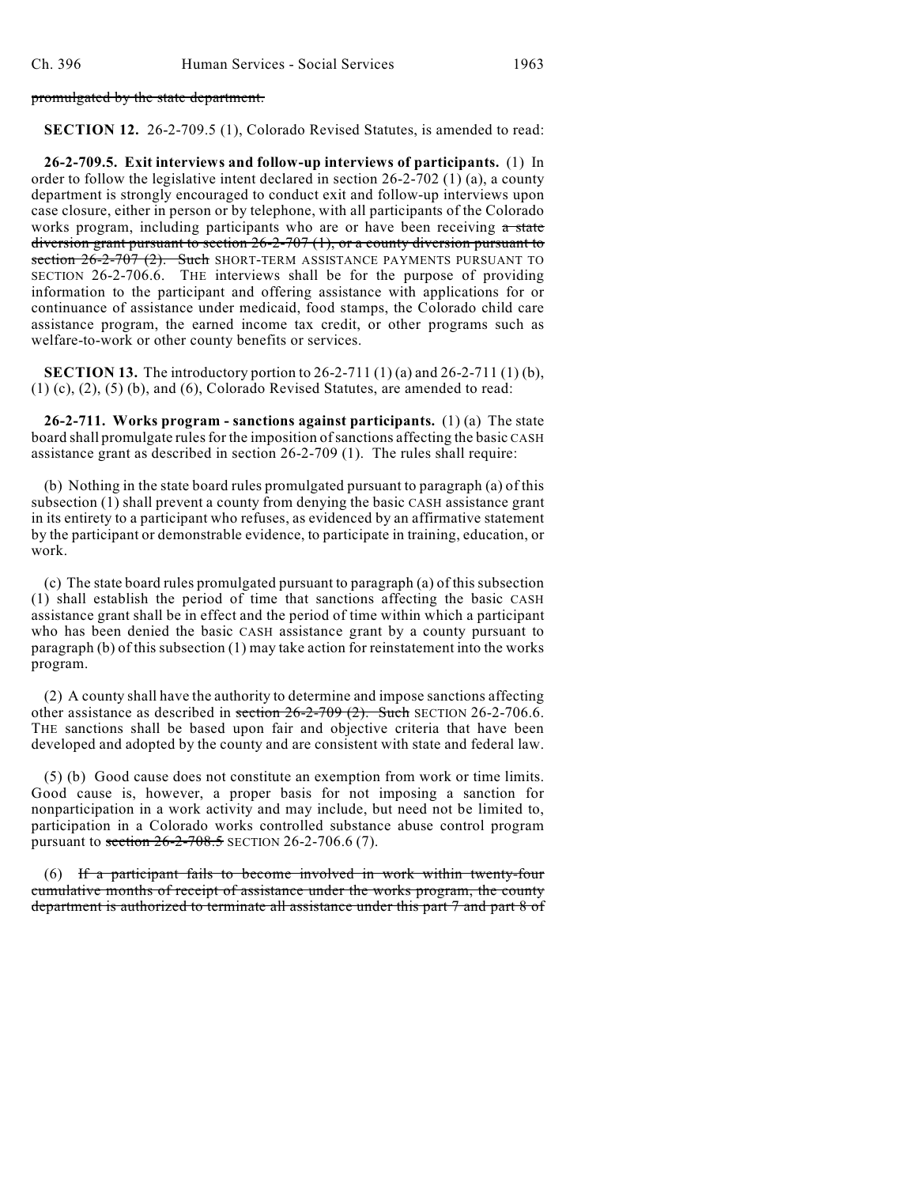~~promulgated by the state department.~~

**SECTION 12.** 26-2-709.5 (1), Colorado Revised Statutes, is amended to read:

**26-2-709.5. Exit interviews and follow-up interviews of participants.** (1) In order to follow the legislative intent declared in section 26-2-702 (1) (a), a county department is strongly encouraged to conduct exit and follow-up interviews upon case closure, either in person or by telephone, with all participants of the Colorado works program, including participants who are or have been receiving ~~a state diversion grant pursuant to section 26-2-707 (1), or a county diversion pursuant to section 26-2-707 (2). Such~~ SHORT-TERM ASSISTANCE PAYMENTS PURSUANT TO SECTION 26-2-706.6. THE interviews shall be for the purpose of providing information to the participant and offering assistance with applications for or continuance of assistance under medicaid, food stamps, the Colorado child care assistance program, the earned income tax credit, or other programs such as welfare-to-work or other county benefits or services.

**SECTION 13.** The introductory portion to 26-2-711 (1) (a) and 26-2-711 (1) (b), (1) (c), (2), (5) (b), and (6), Colorado Revised Statutes, are amended to read:

**26-2-711. Works program - sanctions against participants.** (1) (a) The state board shall promulgate rules for the imposition of sanctions affecting the basic CASH assistance grant as described in section 26-2-709 (1). The rules shall require:

(b) Nothing in the state board rules promulgated pursuant to paragraph (a) of this subsection (1) shall prevent a county from denying the basic CASH assistance grant in its entirety to a participant who refuses, as evidenced by an affirmative statement by the participant or demonstrable evidence, to participate in training, education, or work.

(c) The state board rules promulgated pursuant to paragraph (a) of this subsection (1) shall establish the period of time that sanctions affecting the basic CASH assistance grant shall be in effect and the period of time within which a participant who has been denied the basic CASH assistance grant by a county pursuant to paragraph (b) of this subsection (1) may take action for reinstatement into the works program.

(2) A county shall have the authority to determine and impose sanctions affecting other assistance as described in ~~section 26-2-709 (2). Such~~ SECTION 26-2-706.6. THE sanctions shall be based upon fair and objective criteria that have been developed and adopted by the county and are consistent with state and federal law.

(5) (b) Good cause does not constitute an exemption from work or time limits. Good cause is, however, a proper basis for not imposing a sanction for nonparticipation in a work activity and may include, but need not be limited to, participation in a Colorado works controlled substance abuse control program pursuant to ~~section 26-2-708.5~~ SECTION 26-2-706.6 (7).

(6) ~~If a participant fails to become involved in work within twenty-four cumulative months of receipt of assistance under the works program, the county department is authorized to terminate all assistance under this part 7 and part 8 of~~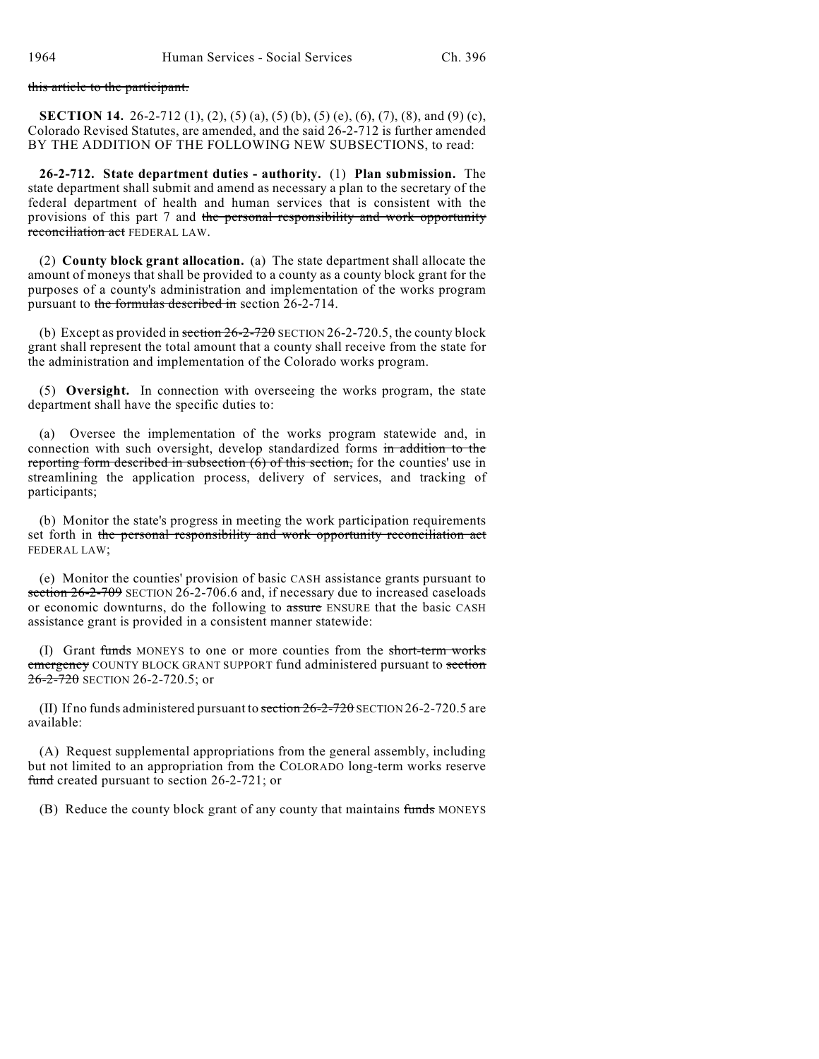~~this article to the participant.~~

**SECTION 14.** 26-2-712 (1), (2), (5) (a), (5) (b), (5) (e), (6), (7), (8), and (9) (c), Colorado Revised Statutes, are amended, and the said 26-2-712 is further amended BY THE ADDITION OF THE FOLLOWING NEW SUBSECTIONS, to read:

**26-2-712. State department duties - authority.** (1) **Plan submission.** The state department shall submit and amend as necessary a plan to the secretary of the federal department of health and human services that is consistent with the provisions of this part 7 and ~~the personal responsibility and work opportunity reconciliation act~~ FEDERAL LAW.

(2) **County block grant allocation.** (a) The state department shall allocate the amount of moneys that shall be provided to a county as a county block grant for the purposes of a county's administration and implementation of the works program pursuant to ~~the formulas described in~~ section 26-2-714.

(b) Except as provided in ~~section 26-2-720~~ SECTION 26-2-720.5, the county block grant shall represent the total amount that a county shall receive from the state for the administration and implementation of the Colorado works program.

(5) **Oversight.** In connection with overseeing the works program, the state department shall have the specific duties to:

(a) Oversee the implementation of the works program statewide and, in connection with such oversight, develop standardized forms ~~in addition to the reporting form described in subsection (6) of this section,~~ for the counties' use in streamlining the application process, delivery of services, and tracking of participants;

(b) Monitor the state's progress in meeting the work participation requirements set forth in ~~the personal responsibility and work opportunity reconciliation act~~ FEDERAL LAW;

(e) Monitor the counties' provision of basic CASH assistance grants pursuant to ~~section 26-2-709~~ SECTION 26-2-706.6 and, if necessary due to increased caseloads or economic downturns, do the following to ~~assure~~ ENSURE that the basic CASH assistance grant is provided in a consistent manner statewide:

(I) Grant ~~funds~~ MONEYS to one or more counties from the ~~short-term works emergency~~ COUNTY BLOCK GRANT SUPPORT fund administered pursuant to ~~section 26-2-720~~ SECTION 26-2-720.5; or

(II) If no funds administered pursuant to ~~section 26-2-720~~ SECTION 26-2-720.5 are available:

(A) Request supplemental appropriations from the general assembly, including but not limited to an appropriation from the COLORADO long-term works reserve ~~fund~~ created pursuant to section 26-2-721; or

(B) Reduce the county block grant of any county that maintains ~~funds~~ MONEYS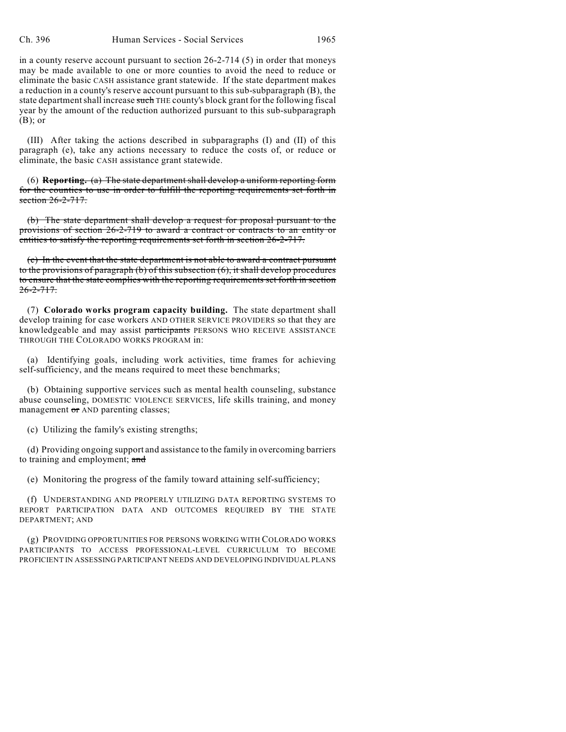in a county reserve account pursuant to section 26-2-714 (5) in order that moneys may be made available to one or more counties to avoid the need to reduce or eliminate the basic CASH assistance grant statewide. If the state department makes a reduction in a county's reserve account pursuant to this sub-subparagraph (B), the state department shall increase ~~such~~ THE county's block grant for the following fiscal year by the amount of the reduction authorized pursuant to this sub-subparagraph (B); or

(III) After taking the actions described in subparagraphs (I) and (II) of this paragraph (e), take any actions necessary to reduce the costs of, or reduce or eliminate, the basic CASH assistance grant statewide.

(6) **Reporting.** ~~(a) The state department shall develop a uniform reporting form for the counties to use in order to fulfill the reporting requirements set forth in section 26-2-717.~~

~~(b) The state department shall develop a request for proposal pursuant to the provisions of section 26-2-719 to award a contract or contracts to an entity or entities to satisfy the reporting requirements set forth in section 26-2-717.~~

~~(c) In the event that the state department is not able to award a contract pursuant to the provisions of paragraph (b) of this subsection (6), it shall develop procedures to ensure that the state complies with the reporting requirements set forth in section 26-2-717.~~

(7) **Colorado works program capacity building.** The state department shall develop training for case workers AND OTHER SERVICE PROVIDERS so that they are knowledgeable and may assist ~~participants~~ PERSONS WHO RECEIVE ASSISTANCE THROUGH THE COLORADO WORKS PROGRAM in:

(a) Identifying goals, including work activities, time frames for achieving self-sufficiency, and the means required to meet these benchmarks;

(b) Obtaining supportive services such as mental health counseling, substance abuse counseling, DOMESTIC VIOLENCE SERVICES, life skills training, and money management ~~or~~ AND parenting classes;

(c) Utilizing the family's existing strengths;

(d) Providing ongoing support and assistance to the family in overcoming barriers to training and employment; ~~and~~

(e) Monitoring the progress of the family toward attaining self-sufficiency;

(f) UNDERSTANDING AND PROPERLY UTILIZING DATA REPORTING SYSTEMS TO REPORT PARTICIPATION DATA AND OUTCOMES REQUIRED BY THE STATE DEPARTMENT; AND

(g) PROVIDING OPPORTUNITIES FOR PERSONS WORKING WITH COLORADO WORKS PARTICIPANTS TO ACCESS PROFESSIONAL-LEVEL CURRICULUM TO BECOME PROFICIENT IN ASSESSING PARTICIPANT NEEDS AND DEVELOPING INDIVIDUAL PLANS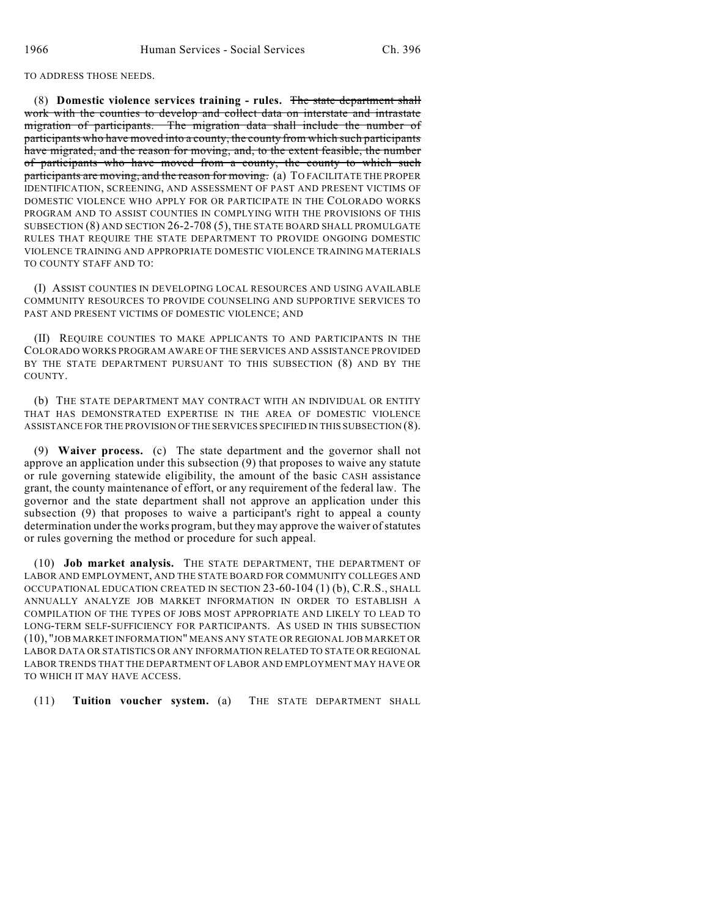TO ADDRESS THOSE NEEDS.

(8) **Domestic violence services training - rules.** ~~The state department shall work with the counties to develop and collect data on interstate and intrastate migration of participants. The migration data shall include the number of participants who have moved into a county, the county from which such participants have migrated, and the reason for moving, and, to the extent feasible, the number of participants who have moved from a county, the county to which such participants are moving, and the reason for moving.~~ (a) TO FACILITATE THE PROPER IDENTIFICATION, SCREENING, AND ASSESSMENT OF PAST AND PRESENT VICTIMS OF DOMESTIC VIOLENCE WHO APPLY FOR OR PARTICIPATE IN THE COLORADO WORKS PROGRAM AND TO ASSIST COUNTIES IN COMPLYING WITH THE PROVISIONS OF THIS SUBSECTION (8) AND SECTION 26-2-708 (5), THE STATE BOARD SHALL PROMULGATE RULES THAT REQUIRE THE STATE DEPARTMENT TO PROVIDE ONGOING DOMESTIC VIOLENCE TRAINING AND APPROPRIATE DOMESTIC VIOLENCE TRAINING MATERIALS TO COUNTY STAFF AND TO:

(I) ASSIST COUNTIES IN DEVELOPING LOCAL RESOURCES AND USING AVAILABLE COMMUNITY RESOURCES TO PROVIDE COUNSELING AND SUPPORTIVE SERVICES TO PAST AND PRESENT VICTIMS OF DOMESTIC VIOLENCE; AND

(II) REQUIRE COUNTIES TO MAKE APPLICANTS TO AND PARTICIPANTS IN THE COLORADO WORKS PROGRAM AWARE OF THE SERVICES AND ASSISTANCE PROVIDED BY THE STATE DEPARTMENT PURSUANT TO THIS SUBSECTION (8) AND BY THE COUNTY.

(b) THE STATE DEPARTMENT MAY CONTRACT WITH AN INDIVIDUAL OR ENTITY THAT HAS DEMONSTRATED EXPERTISE IN THE AREA OF DOMESTIC VIOLENCE ASSISTANCE FOR THE PROVISION OF THE SERVICES SPECIFIED IN THIS SUBSECTION (8).

(9) **Waiver process.** (c) The state department and the governor shall not approve an application under this subsection (9) that proposes to waive any statute or rule governing statewide eligibility, the amount of the basic CASH assistance grant, the county maintenance of effort, or any requirement of the federal law. The governor and the state department shall not approve an application under this subsection (9) that proposes to waive a participant's right to appeal a county determination under the works program, but they may approve the waiver of statutes or rules governing the method or procedure for such appeal.

(10) **Job market analysis.** THE STATE DEPARTMENT, THE DEPARTMENT OF LABOR AND EMPLOYMENT, AND THE STATE BOARD FOR COMMUNITY COLLEGES AND OCCUPATIONAL EDUCATION CREATED IN SECTION 23-60-104 (1) (b), C.R.S., SHALL ANNUALLY ANALYZE JOB MARKET INFORMATION IN ORDER TO ESTABLISH A COMPILATION OF THE TYPES OF JOBS MOST APPROPRIATE AND LIKELY TO LEAD TO LONG-TERM SELF-SUFFICIENCY FOR PARTICIPANTS. AS USED IN THIS SUBSECTION (10), "JOB MARKET INFORMATION" MEANS ANY STATE OR REGIONAL JOB MARKET OR LABOR DATA OR STATISTICS OR ANY INFORMATION RELATED TO STATE OR REGIONAL LABOR TRENDS THAT THE DEPARTMENT OF LABOR AND EMPLOYMENT MAY HAVE OR TO WHICH IT MAY HAVE ACCESS.

(11) **Tuition voucher system.** (a) THE STATE DEPARTMENT SHALL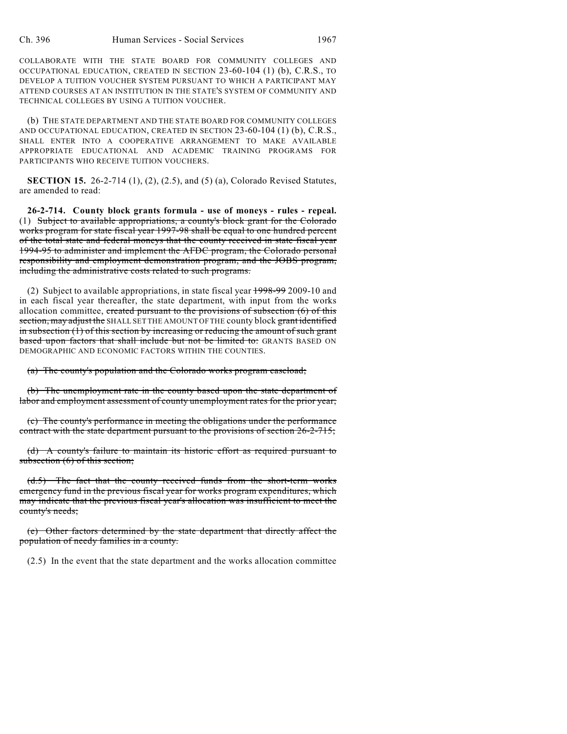COLLABORATE WITH THE STATE BOARD FOR COMMUNITY COLLEGES AND OCCUPATIONAL EDUCATION, CREATED IN SECTION 23-60-104 (1) (b), C.R.S., TO DEVELOP A TUITION VOUCHER SYSTEM PURSUANT TO WHICH A PARTICIPANT MAY ATTEND COURSES AT AN INSTITUTION IN THE STATE'S SYSTEM OF COMMUNITY AND TECHNICAL COLLEGES BY USING A TUITION VOUCHER.

(b) THE STATE DEPARTMENT AND THE STATE BOARD FOR COMMUNITY COLLEGES AND OCCUPATIONAL EDUCATION, CREATED IN SECTION 23-60-104 (1) (b), C.R.S., SHALL ENTER INTO A COOPERATIVE ARRANGEMENT TO MAKE AVAILABLE APPROPRIATE EDUCATIONAL AND ACADEMIC TRAINING PROGRAMS FOR PARTICIPANTS WHO RECEIVE TUITION VOUCHERS.

**SECTION 15.** 26-2-714 (1), (2), (2.5), and (5) (a), Colorado Revised Statutes, are amended to read:

**26-2-714. County block grants formula - use of moneys - rules - repeal.** (1) ~~Subject to available appropriations, a county's block grant for the Colorado works program for state fiscal year 1997-98 shall be equal to one hundred percent of the total state and federal moneys that the county received in state fiscal year 1994-95 to administer and implement the AFDC program, the Colorado personal responsibility and employment demonstration program, and the JOBS program, including the administrative costs related to such programs.~~

(2) Subject to available appropriations, in state fiscal year ~~1998-99~~ 2009-10 and in each fiscal year thereafter, the state department, with input from the works allocation committee, ~~created pursuant to the provisions of subsection (6) of this section, may adjust the~~ SHALL SET THE AMOUNT OF THE county block ~~grant identified in subsection (1) of this section by increasing or reducing the amount of such grant based upon factors that shall include but not be limited to:~~ GRANTS BASED ON DEMOGRAPHIC AND ECONOMIC FACTORS WITHIN THE COUNTIES.

~~(a) The county's population and the Colorado works program caseload;~~

~~(b) The unemployment rate in the county based upon the state department of labor and employment assessment of county unemployment rates for the prior year;~~

~~(c) The county's performance in meeting the obligations under the performance contract with the state department pursuant to the provisions of section 26-2-715;~~

~~(d) A county's failure to maintain its historic effort as required pursuant to subsection (6) of this section;~~

~~(d.5) The fact that the county received funds from the short-term works emergency fund in the previous fiscal year for works program expenditures, which may indicate that the previous fiscal year's allocation was insufficient to meet the county's needs;~~

~~(e) Other factors determined by the state department that directly affect the population of needy families in a county.~~

(2.5) In the event that the state department and the works allocation committee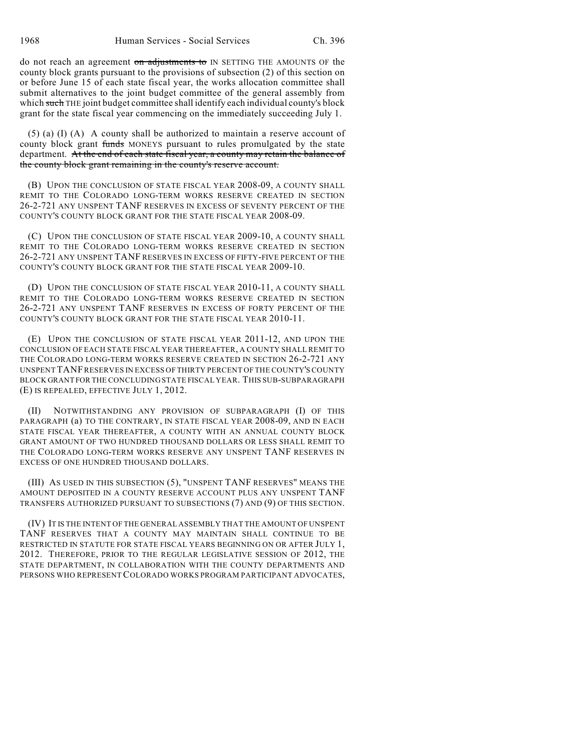do not reach an agreement ~~on adjustments to~~ IN SETTING THE AMOUNTS OF the county block grants pursuant to the provisions of subsection (2) of this section on or before June 15 of each state fiscal year, the works allocation committee shall submit alternatives to the joint budget committee of the general assembly from which ~~such~~ THE joint budget committee shall identify each individual county's block grant for the state fiscal year commencing on the immediately succeeding July 1.

(5) (a) (I) (A) A county shall be authorized to maintain a reserve account of county block grant ~~funds~~ MONEYS pursuant to rules promulgated by the state department. ~~At the end of each state fiscal year, a county may retain the balance of the county block grant remaining in the county's reserve account.~~

(B) UPON THE CONCLUSION OF STATE FISCAL YEAR 2008-09, A COUNTY SHALL REMIT TO THE COLORADO LONG-TERM WORKS RESERVE CREATED IN SECTION 26-2-721 ANY UNSPENT TANF RESERVES IN EXCESS OF SEVENTY PERCENT OF THE COUNTY'S COUNTY BLOCK GRANT FOR THE STATE FISCAL YEAR 2008-09.

(C) UPON THE CONCLUSION OF STATE FISCAL YEAR 2009-10, A COUNTY SHALL REMIT TO THE COLORADO LONG-TERM WORKS RESERVE CREATED IN SECTION 26-2-721 ANY UNSPENT TANF RESERVES IN EXCESS OF FIFTY-FIVE PERCENT OF THE COUNTY'S COUNTY BLOCK GRANT FOR THE STATE FISCAL YEAR 2009-10.

(D) UPON THE CONCLUSION OF STATE FISCAL YEAR 2010-11, A COUNTY SHALL REMIT TO THE COLORADO LONG-TERM WORKS RESERVE CREATED IN SECTION 26-2-721 ANY UNSPENT TANF RESERVES IN EXCESS OF FORTY PERCENT OF THE COUNTY'S COUNTY BLOCK GRANT FOR THE STATE FISCAL YEAR 2010-11.

(E) UPON THE CONCLUSION OF STATE FISCAL YEAR 2011-12, AND UPON THE CONCLUSION OF EACH STATE FISCAL YEAR THEREAFTER, A COUNTY SHALL REMIT TO THE COLORADO LONG-TERM WORKS RESERVE CREATED IN SECTION 26-2-721 ANY UNSPENT TANF RESERVES IN EXCESS OF THIRTY PERCENT OF THE COUNTY'S COUNTY BLOCK GRANT FOR THE CONCLUDING STATE FISCAL YEAR. THIS SUB-SUBPARAGRAPH (E) IS REPEALED, EFFECTIVE JULY 1, 2012.

(II) NOTWITHSTANDING ANY PROVISION OF SUBPARAGRAPH (I) OF THIS PARAGRAPH (a) TO THE CONTRARY, IN STATE FISCAL YEAR 2008-09, AND IN EACH STATE FISCAL YEAR THEREAFTER, A COUNTY WITH AN ANNUAL COUNTY BLOCK GRANT AMOUNT OF TWO HUNDRED THOUSAND DOLLARS OR LESS SHALL REMIT TO THE COLORADO LONG-TERM WORKS RESERVE ANY UNSPENT TANF RESERVES IN EXCESS OF ONE HUNDRED THOUSAND DOLLARS.

(III) AS USED IN THIS SUBSECTION (5), "UNSPENT TANF RESERVES" MEANS THE AMOUNT DEPOSITED IN A COUNTY RESERVE ACCOUNT PLUS ANY UNSPENT TANF TRANSFERS AUTHORIZED PURSUANT TO SUBSECTIONS (7) AND (9) OF THIS SECTION.

(IV) IT IS THE INTENT OF THE GENERAL ASSEMBLY THAT THE AMOUNT OF UNSPENT TANF RESERVES THAT A COUNTY MAY MAINTAIN SHALL CONTINUE TO BE RESTRICTED IN STATUTE FOR STATE FISCAL YEARS BEGINNING ON OR AFTER JULY 1, 2012. THEREFORE, PRIOR TO THE REGULAR LEGISLATIVE SESSION OF 2012, THE STATE DEPARTMENT, IN COLLABORATION WITH THE COUNTY DEPARTMENTS AND PERSONS WHO REPRESENT COLORADO WORKS PROGRAM PARTICIPANT ADVOCATES,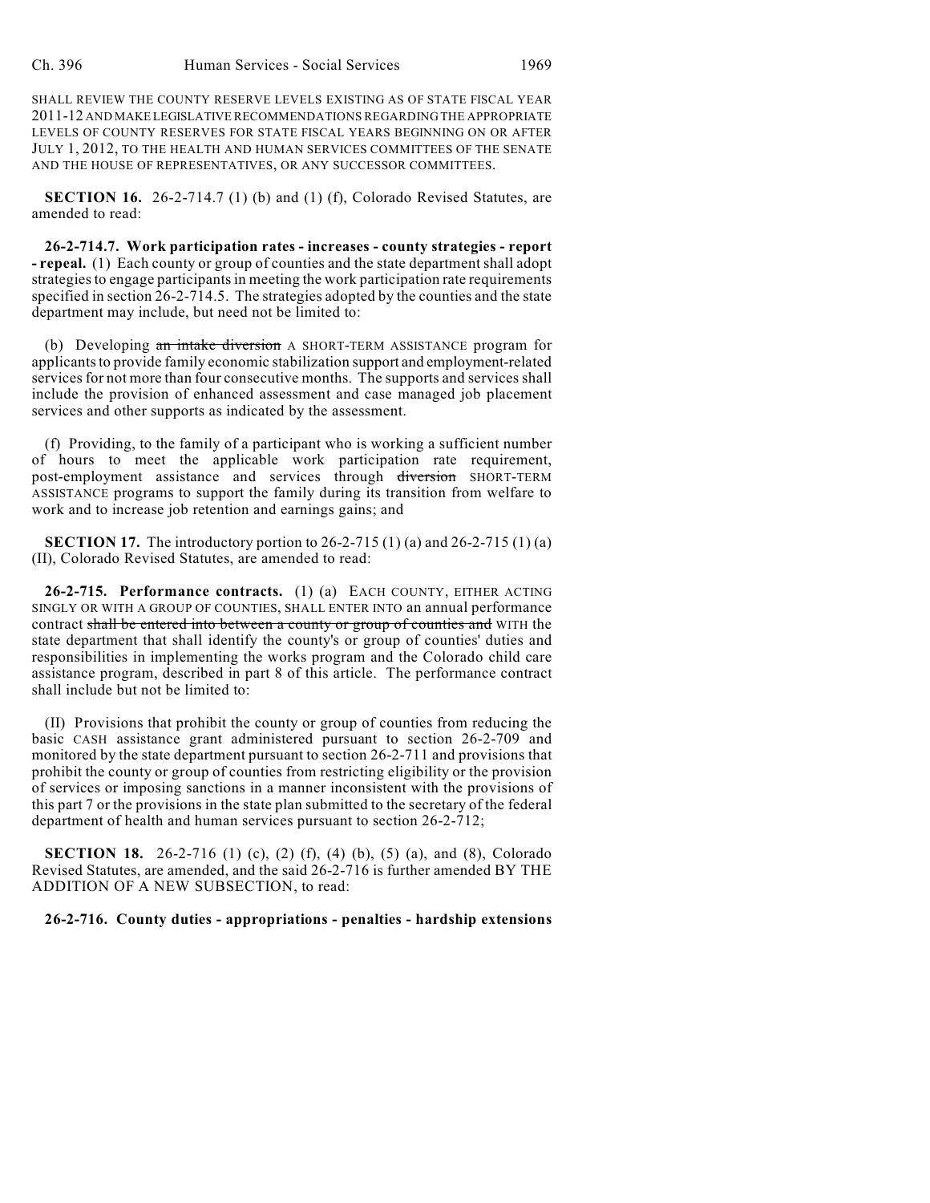SHALL REVIEW THE COUNTY RESERVE LEVELS EXISTING AS OF STATE FISCAL YEAR 2011-12 AND MAKE LEGISLATIVE RECOMMENDATIONS REGARDING THE APPROPRIATE LEVELS OF COUNTY RESERVES FOR STATE FISCAL YEARS BEGINNING ON OR AFTER JULY 1, 2012, TO THE HEALTH AND HUMAN SERVICES COMMITTEES OF THE SENATE AND THE HOUSE OF REPRESENTATIVES, OR ANY SUCCESSOR COMMITTEES.

**SECTION 16.** 26-2-714.7 (1) (b) and (1) (f), Colorado Revised Statutes, are amended to read:

**26-2-714.7. Work participation rates - increases - county strategies - report - repeal.** (1) Each county or group of counties and the state department shall adopt strategies to engage participants in meeting the work participation rate requirements specified in section 26-2-714.5. The strategies adopted by the counties and the state department may include, but need not be limited to:

(b) Developing ~~an intake diversion~~ A SHORT-TERM ASSISTANCE program for applicants to provide family economic stabilization support and employment-related services for not more than four consecutive months. The supports and services shall include the provision of enhanced assessment and case managed job placement services and other supports as indicated by the assessment.

(f) Providing, to the family of a participant who is working a sufficient number of hours to meet the applicable work participation rate requirement, post-employment assistance and services through ~~diversion~~ SHORT-TERM ASSISTANCE programs to support the family during its transition from welfare to work and to increase job retention and earnings gains; and

**SECTION 17.** The introductory portion to 26-2-715 (1) (a) and 26-2-715 (1) (a) (II), Colorado Revised Statutes, are amended to read:

**26-2-715. Performance contracts.** (1) (a) EACH COUNTY, EITHER ACTING SINGLY OR WITH A GROUP OF COUNTIES, SHALL ENTER INTO an annual performance contract ~~shall be entered into between a county or group of counties and~~ WITH the state department that shall identify the county's or group of counties' duties and responsibilities in implementing the works program and the Colorado child care assistance program, described in part 8 of this article. The performance contract shall include but not be limited to:

(II) Provisions that prohibit the county or group of counties from reducing the basic CASH assistance grant administered pursuant to section 26-2-709 and monitored by the state department pursuant to section 26-2-711 and provisions that prohibit the county or group of counties from restricting eligibility or the provision of services or imposing sanctions in a manner inconsistent with the provisions of this part 7 or the provisions in the state plan submitted to the secretary of the federal department of health and human services pursuant to section 26-2-712;

**SECTION 18.** 26-2-716 (1) (c), (2) (f), (4) (b), (5) (a), and (8), Colorado Revised Statutes, are amended, and the said 26-2-716 is further amended BY THE ADDITION OF A NEW SUBSECTION, to read:

**26-2-716. County duties - appropriations - penalties - hardship extensions**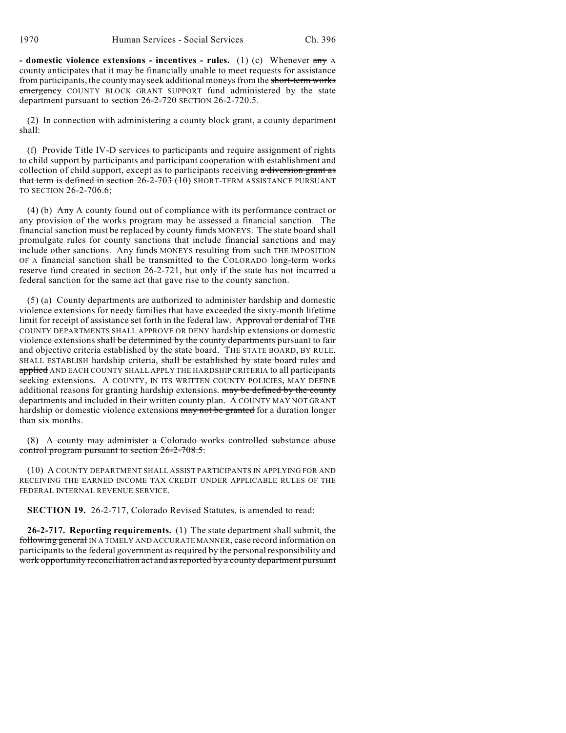**- domestic violence extensions - incentives - rules.** (1) (c) Whenever ~~any~~ A county anticipates that it may be financially unable to meet requests for assistance from participants, the county may seek additional moneys from the ~~short-term works emergency~~ COUNTY BLOCK GRANT SUPPORT fund administered by the state department pursuant to ~~section 26-2-720~~ SECTION 26-2-720.5.

(2) In connection with administering a county block grant, a county department shall:

(f) Provide Title IV-D services to participants and require assignment of rights to child support by participants and participant cooperation with establishment and collection of child support, except as to participants receiving ~~a diversion grant as that term is defined in section 26-2-703 (10)~~ SHORT-TERM ASSISTANCE PURSUANT TO SECTION 26-2-706.6;

(4) (b) ~~Any~~ A county found out of compliance with its performance contract or any provision of the works program may be assessed a financial sanction. The financial sanction must be replaced by county ~~funds~~ MONEYS. The state board shall promulgate rules for county sanctions that include financial sanctions and may include other sanctions. Any ~~funds~~ MONEYS resulting from ~~such~~ THE IMPOSITION OF A financial sanction shall be transmitted to the COLORADO long-term works reserve ~~fund~~ created in section 26-2-721, but only if the state has not incurred a federal sanction for the same act that gave rise to the county sanction.

(5) (a) County departments are authorized to administer hardship and domestic violence extensions for needy families that have exceeded the sixty-month lifetime limit for receipt of assistance set forth in the federal law. ~~Approval or denial of~~ THE COUNTY DEPARTMENTS SHALL APPROVE OR DENY hardship extensions or domestic violence extensions ~~shall be determined by the county departments~~ pursuant to fair and objective criteria established by the state board. THE STATE BOARD, BY RULE, SHALL ESTABLISH hardship criteria, ~~shall be established by state board rules and applied~~ AND EACH COUNTY SHALL APPLY THE HARDSHIP CRITERIA to all participants seeking extensions. A COUNTY, IN ITS WRITTEN COUNTY POLICIES, MAY DEFINE additional reasons for granting hardship extensions. ~~may be defined by the county departments and included in their written county plan.~~ A COUNTY MAY NOT GRANT hardship or domestic violence extensions ~~may not be granted~~ for a duration longer than six months.

(8) ~~A county may administer a Colorado works controlled substance abuse control program pursuant to section 26-2-708.5.~~

(10) A COUNTY DEPARTMENT SHALL ASSIST PARTICIPANTS IN APPLYING FOR AND RECEIVING THE EARNED INCOME TAX CREDIT UNDER APPLICABLE RULES OF THE FEDERAL INTERNAL REVENUE SERVICE.

**SECTION 19.** 26-2-717, Colorado Revised Statutes, is amended to read:

**26-2-717. Reporting requirements.** (1) The state department shall submit, ~~the following general~~ IN A TIMELY AND ACCURATE MANNER, case record information on participants to the federal government as required by ~~the personal responsibility and work opportunity reconciliation act and as reported by a county department pursuant~~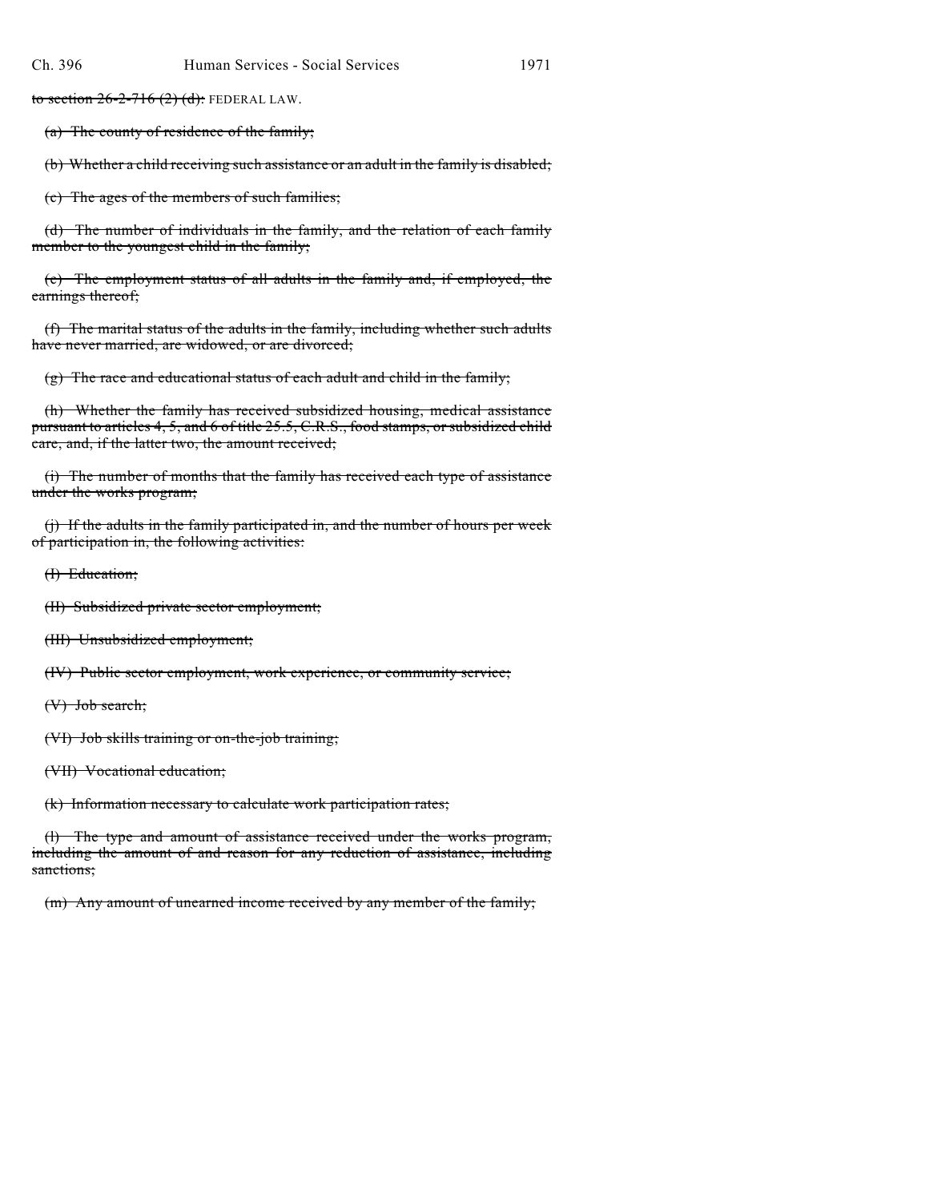~~to section 26-2-716 (2) (d):~~ FEDERAL LAW.

~~(a) The county of residence of the family;~~

~~(b) Whether a child receiving such assistance or an adult in the family is disabled;~~

~~(c) The ages of the members of such families;~~

~~(d) The number of individuals in the family, and the relation of each family member to the youngest child in the family;~~

~~(e) The employment status of all adults in the family and, if employed, the earnings thereof;~~

~~(f) The marital status of the adults in the family, including whether such adults have never married, are widowed, or are divorced;~~

~~(g) The race and educational status of each adult and child in the family;~~

~~(h) Whether the family has received subsidized housing, medical assistance pursuant to articles 4, 5, and 6 of title 25.5, C.R.S., food stamps, or subsidized child care, and, if the latter two, the amount received;~~

~~(i) The number of months that the family has received each type of assistance under the works program;~~

~~(j) If the adults in the family participated in, and the number of hours per week of participation in, the following activities:~~

~~(I) Education;~~

~~(II) Subsidized private sector employment;~~

~~(III) Unsubsidized employment;~~

~~(IV) Public sector employment, work experience, or community service;~~

~~(V) Job search;~~

~~(VI) Job skills training or on-the-job training;~~

~~(VII) Vocational education;~~

~~(k) Information necessary to calculate work participation rates;~~

~~(l) The type and amount of assistance received under the works program, including the amount of and reason for any reduction of assistance, including sanctions;~~

~~(m) Any amount of unearned income received by any member of the family;~~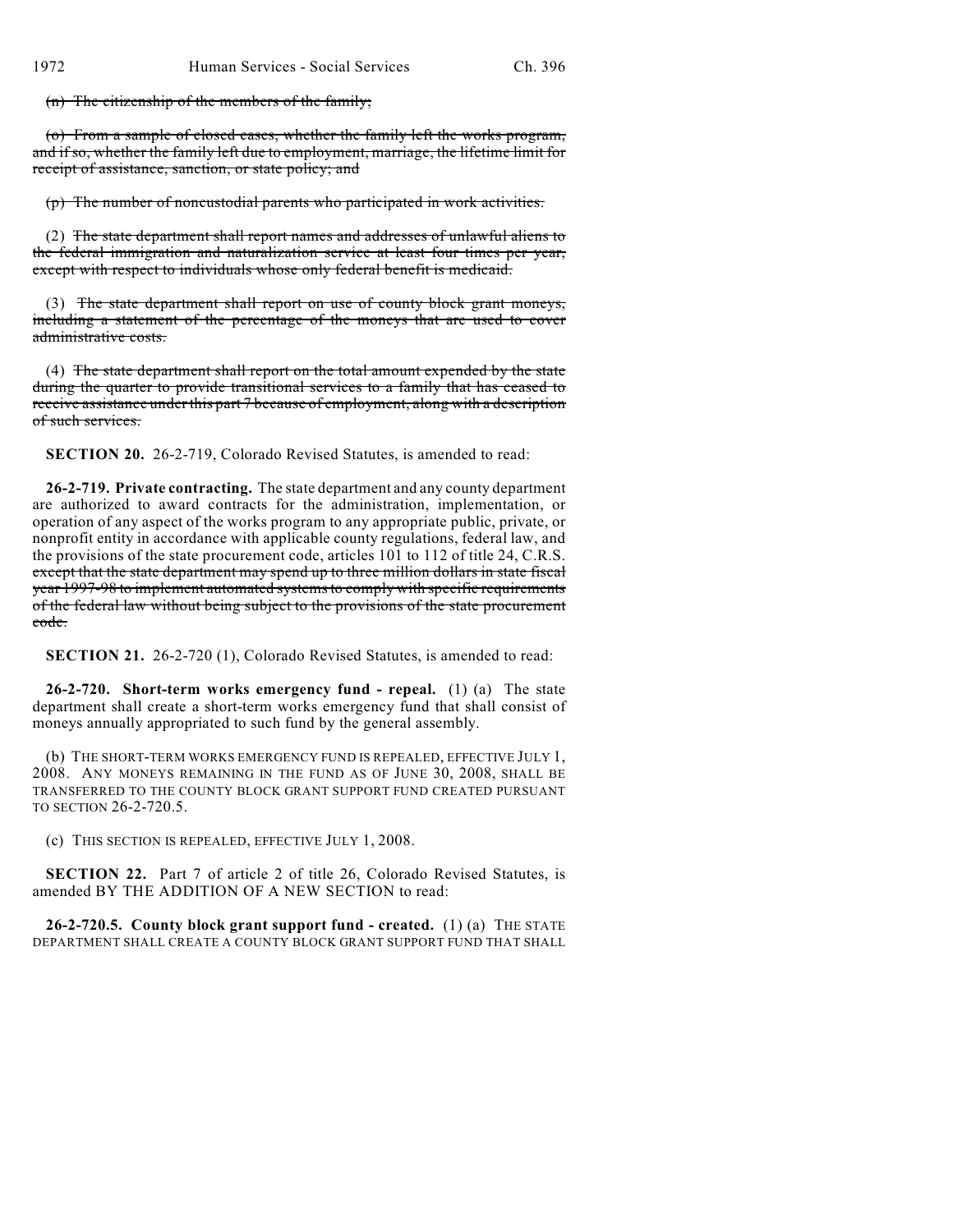~~(n) The citizenship of the members of the family;~~

~~(o) From a sample of closed cases, whether the family left the works program, and if so, whether the family left due to employment, marriage, the lifetime limit for receipt of assistance, sanction, or state policy; and~~

~~(p) The number of noncustodial parents who participated in work activities.~~

(2) ~~The state department shall report names and addresses of unlawful aliens to the federal immigration and naturalization service at least four times per year, except with respect to individuals whose only federal benefit is medicaid.~~

(3) ~~The state department shall report on use of county block grant moneys, including a statement of the percentage of the moneys that are used to cover administrative costs.~~

(4) ~~The state department shall report on the total amount expended by the state during the quarter to provide transitional services to a family that has ceased to receive assistance under this part 7 because of employment, along with a description of such services.~~

**SECTION 20.** 26-2-719, Colorado Revised Statutes, is amended to read:

**26-2-719. Private contracting.** The state department and any county department are authorized to award contracts for the administration, implementation, or operation of any aspect of the works program to any appropriate public, private, or nonprofit entity in accordance with applicable county regulations, federal law, and the provisions of the state procurement code, articles 101 to 112 of title 24, C.R.S. ~~except that the state department may spend up to three million dollars in state fiscal year 1997-98 to implement automated systems to comply with specific requirements of the federal law without being subject to the provisions of the state procurement code.~~

**SECTION 21.** 26-2-720 (1), Colorado Revised Statutes, is amended to read:

**26-2-720. Short-term works emergency fund - repeal.** (1) (a) The state department shall create a short-term works emergency fund that shall consist of moneys annually appropriated to such fund by the general assembly.

(b) THE SHORT-TERM WORKS EMERGENCY FUND IS REPEALED, EFFECTIVE JULY 1, 2008. ANY MONEYS REMAINING IN THE FUND AS OF JUNE 30, 2008, SHALL BE TRANSFERRED TO THE COUNTY BLOCK GRANT SUPPORT FUND CREATED PURSUANT TO SECTION 26-2-720.5.

(c) THIS SECTION IS REPEALED, EFFECTIVE JULY 1, 2008.

**SECTION 22.** Part 7 of article 2 of title 26, Colorado Revised Statutes, is amended BY THE ADDITION OF A NEW SECTION to read:

**26-2-720.5. County block grant support fund - created.** (1) (a) THE STATE DEPARTMENT SHALL CREATE A COUNTY BLOCK GRANT SUPPORT FUND THAT SHALL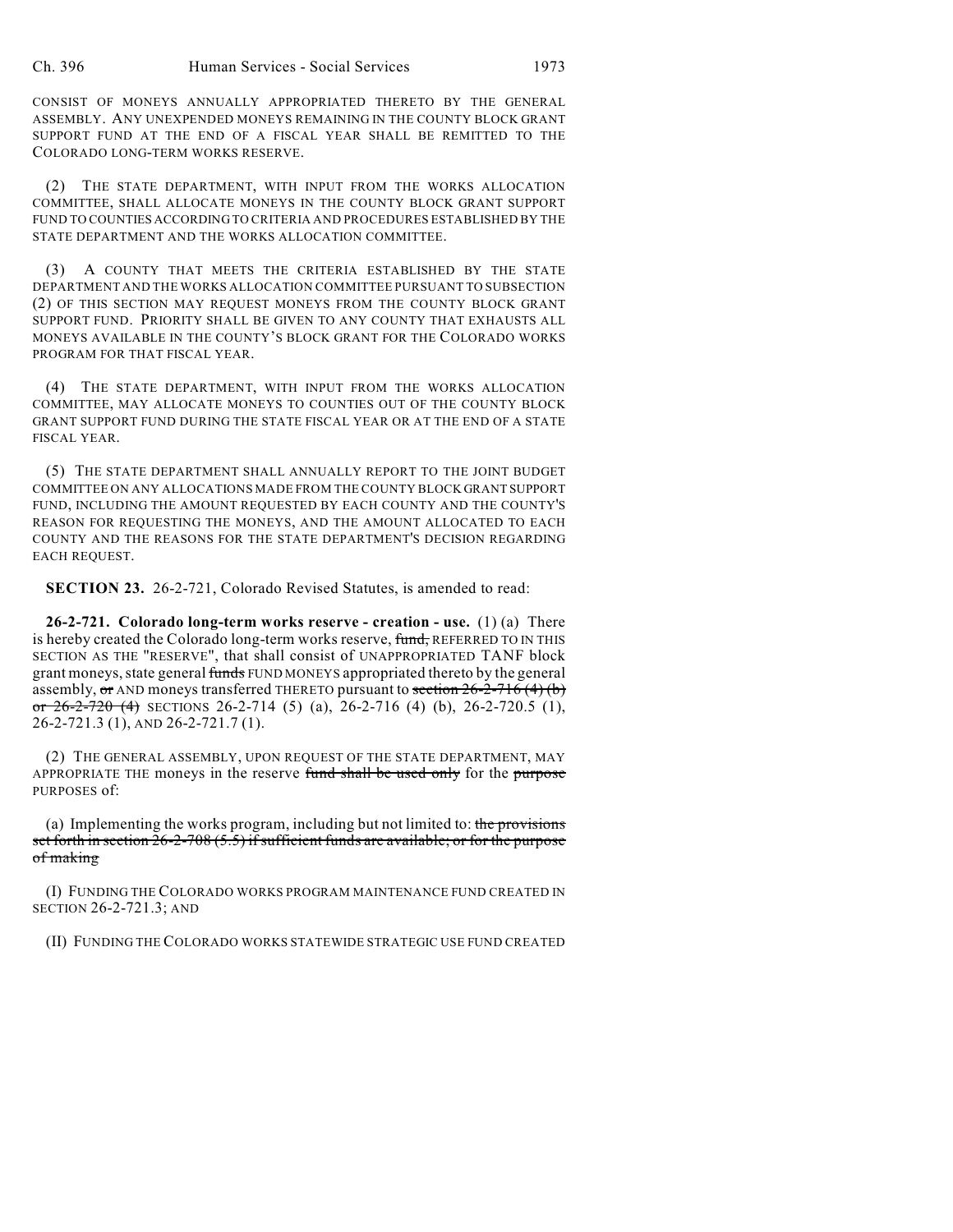CONSIST OF MONEYS ANNUALLY APPROPRIATED THERETO BY THE GENERAL ASSEMBLY. ANY UNEXPENDED MONEYS REMAINING IN THE COUNTY BLOCK GRANT SUPPORT FUND AT THE END OF A FISCAL YEAR SHALL BE REMITTED TO THE COLORADO LONG-TERM WORKS RESERVE.

(2) THE STATE DEPARTMENT, WITH INPUT FROM THE WORKS ALLOCATION COMMITTEE, SHALL ALLOCATE MONEYS IN THE COUNTY BLOCK GRANT SUPPORT FUND TO COUNTIES ACCORDING TO CRITERIA AND PROCEDURES ESTABLISHED BY THE STATE DEPARTMENT AND THE WORKS ALLOCATION COMMITTEE.

(3) A COUNTY THAT MEETS THE CRITERIA ESTABLISHED BY THE STATE DEPARTMENT AND THE WORKS ALLOCATION COMMITTEE PURSUANT TO SUBSECTION (2) OF THIS SECTION MAY REQUEST MONEYS FROM THE COUNTY BLOCK GRANT SUPPORT FUND. PRIORITY SHALL BE GIVEN TO ANY COUNTY THAT EXHAUSTS ALL MONEYS AVAILABLE IN THE COUNTY'S BLOCK GRANT FOR THE COLORADO WORKS PROGRAM FOR THAT FISCAL YEAR.

(4) THE STATE DEPARTMENT, WITH INPUT FROM THE WORKS ALLOCATION COMMITTEE, MAY ALLOCATE MONEYS TO COUNTIES OUT OF THE COUNTY BLOCK GRANT SUPPORT FUND DURING THE STATE FISCAL YEAR OR AT THE END OF A STATE FISCAL YEAR.

(5) THE STATE DEPARTMENT SHALL ANNUALLY REPORT TO THE JOINT BUDGET COMMITTEE ON ANY ALLOCATIONS MADE FROM THE COUNTY BLOCK GRANT SUPPORT FUND, INCLUDING THE AMOUNT REQUESTED BY EACH COUNTY AND THE COUNTY'S REASON FOR REQUESTING THE MONEYS, AND THE AMOUNT ALLOCATED TO EACH COUNTY AND THE REASONS FOR THE STATE DEPARTMENT'S DECISION REGARDING EACH REQUEST.

**SECTION 23.** 26-2-721, Colorado Revised Statutes, is amended to read:

**26-2-721. Colorado long-term works reserve - creation - use.** (1) (a) There is hereby created the Colorado long-term works reserve, ~~fund,~~ REFERRED TO IN THIS SECTION AS THE "RESERVE", that shall consist of UNAPPROPRIATED TANF block grant moneys, state general ~~funds~~ FUND MONEYS appropriated thereto by the general assembly, ~~or~~ AND moneys transferred THERETO pursuant to ~~section 26-2-716 (4) (b) or 26-2-720 (4)~~ SECTIONS 26-2-714 (5) (a), 26-2-716 (4) (b), 26-2-720.5 (1), 26-2-721.3 (1), AND 26-2-721.7 (1).

(2) THE GENERAL ASSEMBLY, UPON REQUEST OF THE STATE DEPARTMENT, MAY APPROPRIATE THE moneys in the reserve ~~fund shall be used only~~ for the ~~purpose~~ PURPOSES of:

(a) Implementing the works program, including but not limited to: ~~the provisions set forth in section 26-2-708 (5.5) if sufficient funds are available; or for the purpose of making~~

(I) FUNDING THE COLORADO WORKS PROGRAM MAINTENANCE FUND CREATED IN SECTION 26-2-721.3; AND

(II) FUNDING THE COLORADO WORKS STATEWIDE STRATEGIC USE FUND CREATED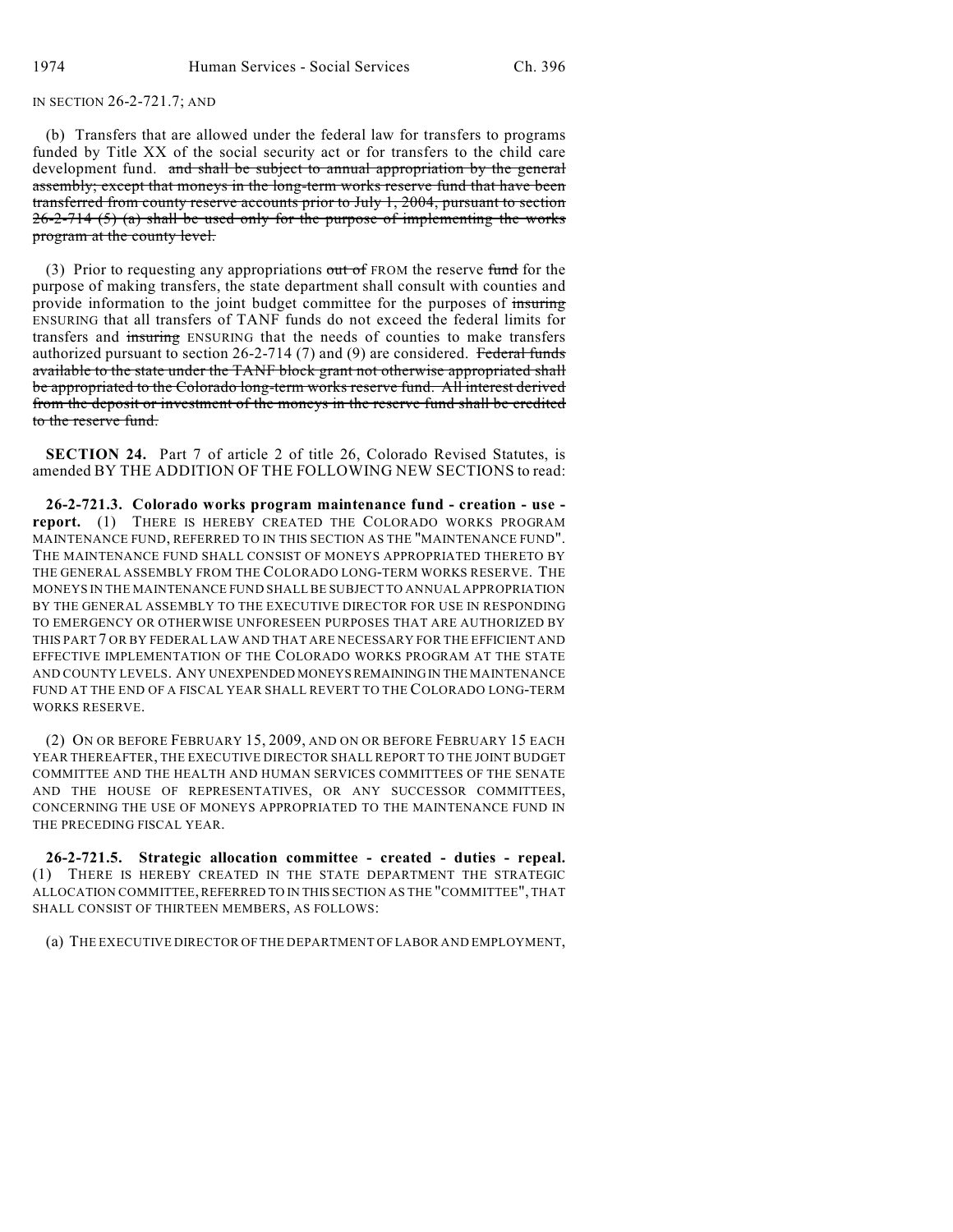IN SECTION 26-2-721.7; AND

(b) Transfers that are allowed under the federal law for transfers to programs funded by Title XX of the social security act or for transfers to the child care development fund. ~~and shall be subject to annual appropriation by the general assembly; except that moneys in the long-term works reserve fund that have been transferred from county reserve accounts prior to July 1, 2004, pursuant to section 26-2-714 (5) (a) shall be used only for the purpose of implementing the works program at the county level.~~

(3) Prior to requesting any appropriations ~~out of~~ FROM the reserve ~~fund~~ for the purpose of making transfers, the state department shall consult with counties and provide information to the joint budget committee for the purposes of ~~insuring~~ ENSURING that all transfers of TANF funds do not exceed the federal limits for transfers and ~~insuring~~ ENSURING that the needs of counties to make transfers authorized pursuant to section 26-2-714 (7) and (9) are considered. ~~Federal funds available to the state under the TANF block grant not otherwise appropriated shall be appropriated to the Colorado long-term works reserve fund. All interest derived from the deposit or investment of the moneys in the reserve fund shall be credited to the reserve fund.~~

**SECTION 24.** Part 7 of article 2 of title 26, Colorado Revised Statutes, is amended BY THE ADDITION OF THE FOLLOWING NEW SECTIONS to read:

**26-2-721.3. Colorado works program maintenance fund - creation - use - report.** (1) THERE IS HEREBY CREATED THE COLORADO WORKS PROGRAM MAINTENANCE FUND, REFERRED TO IN THIS SECTION AS THE "MAINTENANCE FUND". THE MAINTENANCE FUND SHALL CONSIST OF MONEYS APPROPRIATED THERETO BY THE GENERAL ASSEMBLY FROM THE COLORADO LONG-TERM WORKS RESERVE. THE MONEYS IN THE MAINTENANCE FUND SHALL BE SUBJECT TO ANNUAL APPROPRIATION BY THE GENERAL ASSEMBLY TO THE EXECUTIVE DIRECTOR FOR USE IN RESPONDING TO EMERGENCY OR OTHERWISE UNFORESEEN PURPOSES THAT ARE AUTHORIZED BY THIS PART 7 OR BY FEDERAL LAW AND THAT ARE NECESSARY FOR THE EFFICIENT AND EFFECTIVE IMPLEMENTATION OF THE COLORADO WORKS PROGRAM AT THE STATE AND COUNTY LEVELS. ANY UNEXPENDED MONEYS REMAINING IN THE MAINTENANCE FUND AT THE END OF A FISCAL YEAR SHALL REVERT TO THE COLORADO LONG-TERM WORKS RESERVE.

(2) ON OR BEFORE FEBRUARY 15, 2009, AND ON OR BEFORE FEBRUARY 15 EACH YEAR THEREAFTER, THE EXECUTIVE DIRECTOR SHALL REPORT TO THE JOINT BUDGET COMMITTEE AND THE HEALTH AND HUMAN SERVICES COMMITTEES OF THE SENATE AND THE HOUSE OF REPRESENTATIVES, OR ANY SUCCESSOR COMMITTEES, CONCERNING THE USE OF MONEYS APPROPRIATED TO THE MAINTENANCE FUND IN THE PRECEDING FISCAL YEAR.

**26-2-721.5. Strategic allocation committee - created - duties - repeal.** (1) THERE IS HEREBY CREATED IN THE STATE DEPARTMENT THE STRATEGIC ALLOCATION COMMITTEE, REFERRED TO IN THIS SECTION AS THE "COMMITTEE", THAT SHALL CONSIST OF THIRTEEN MEMBERS, AS FOLLOWS:

(a) THE EXECUTIVE DIRECTOR OF THE DEPARTMENT OF LABOR AND EMPLOYMENT,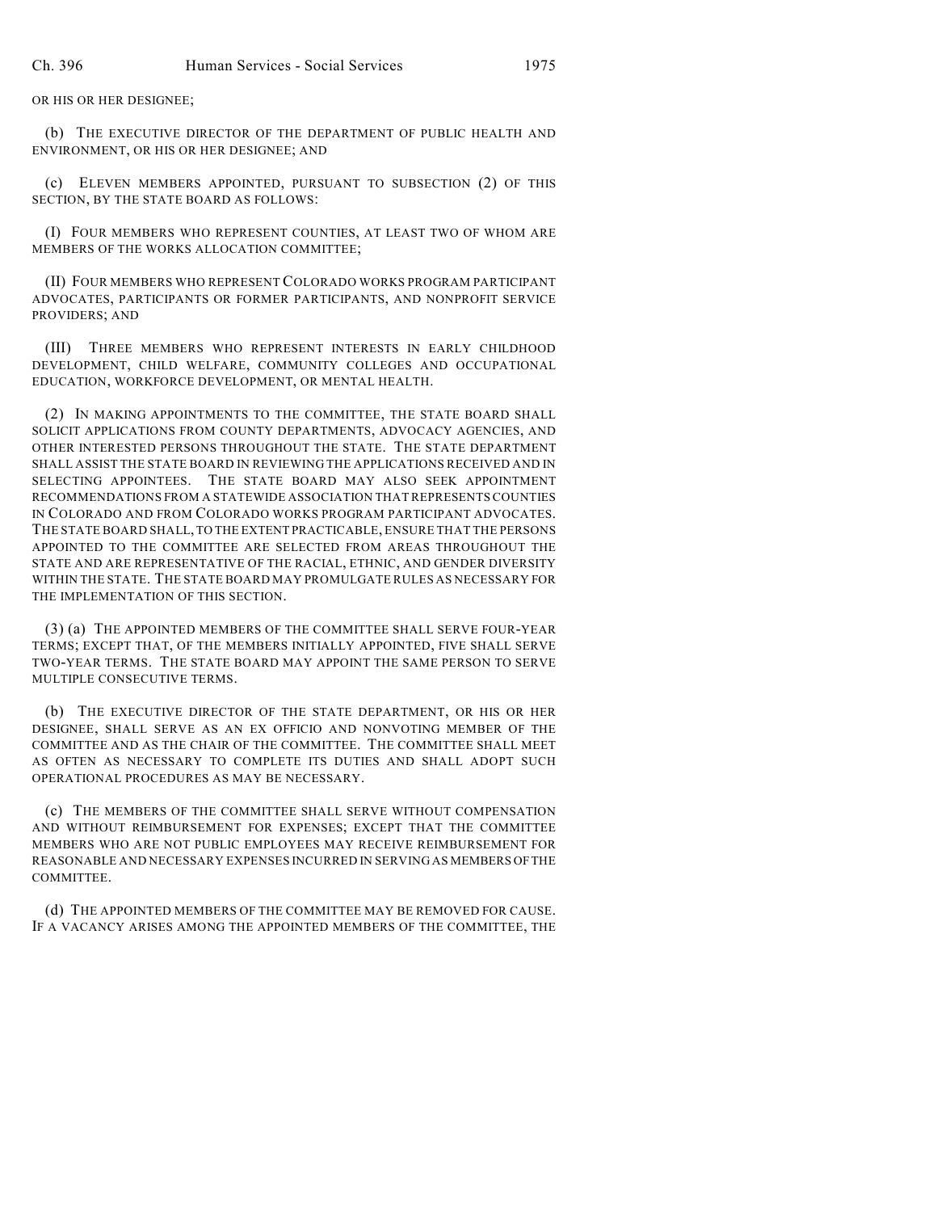OR HIS OR HER DESIGNEE;

(b) THE EXECUTIVE DIRECTOR OF THE DEPARTMENT OF PUBLIC HEALTH AND ENVIRONMENT, OR HIS OR HER DESIGNEE; AND

(c) ELEVEN MEMBERS APPOINTED, PURSUANT TO SUBSECTION (2) OF THIS SECTION, BY THE STATE BOARD AS FOLLOWS:

(I) FOUR MEMBERS WHO REPRESENT COUNTIES, AT LEAST TWO OF WHOM ARE MEMBERS OF THE WORKS ALLOCATION COMMITTEE;

(II) FOUR MEMBERS WHO REPRESENT COLORADO WORKS PROGRAM PARTICIPANT ADVOCATES, PARTICIPANTS OR FORMER PARTICIPANTS, AND NONPROFIT SERVICE PROVIDERS; AND

(III) THREE MEMBERS WHO REPRESENT INTERESTS IN EARLY CHILDHOOD DEVELOPMENT, CHILD WELFARE, COMMUNITY COLLEGES AND OCCUPATIONAL EDUCATION, WORKFORCE DEVELOPMENT, OR MENTAL HEALTH.

(2) IN MAKING APPOINTMENTS TO THE COMMITTEE, THE STATE BOARD SHALL SOLICIT APPLICATIONS FROM COUNTY DEPARTMENTS, ADVOCACY AGENCIES, AND OTHER INTERESTED PERSONS THROUGHOUT THE STATE. THE STATE DEPARTMENT SHALL ASSIST THE STATE BOARD IN REVIEWING THE APPLICATIONS RECEIVED AND IN SELECTING APPOINTEES. THE STATE BOARD MAY ALSO SEEK APPOINTMENT RECOMMENDATIONS FROM A STATEWIDE ASSOCIATION THAT REPRESENTS COUNTIES IN COLORADO AND FROM COLORADO WORKS PROGRAM PARTICIPANT ADVOCATES. THE STATE BOARD SHALL, TO THE EXTENT PRACTICABLE, ENSURE THAT THE PERSONS APPOINTED TO THE COMMITTEE ARE SELECTED FROM AREAS THROUGHOUT THE STATE AND ARE REPRESENTATIVE OF THE RACIAL, ETHNIC, AND GENDER DIVERSITY WITHIN THE STATE. THE STATE BOARD MAY PROMULGATE RULES AS NECESSARY FOR THE IMPLEMENTATION OF THIS SECTION.

(3) (a) THE APPOINTED MEMBERS OF THE COMMITTEE SHALL SERVE FOUR-YEAR TERMS; EXCEPT THAT, OF THE MEMBERS INITIALLY APPOINTED, FIVE SHALL SERVE TWO-YEAR TERMS. THE STATE BOARD MAY APPOINT THE SAME PERSON TO SERVE MULTIPLE CONSECUTIVE TERMS.

(b) THE EXECUTIVE DIRECTOR OF THE STATE DEPARTMENT, OR HIS OR HER DESIGNEE, SHALL SERVE AS AN EX OFFICIO AND NONVOTING MEMBER OF THE COMMITTEE AND AS THE CHAIR OF THE COMMITTEE. THE COMMITTEE SHALL MEET AS OFTEN AS NECESSARY TO COMPLETE ITS DUTIES AND SHALL ADOPT SUCH OPERATIONAL PROCEDURES AS MAY BE NECESSARY.

(c) THE MEMBERS OF THE COMMITTEE SHALL SERVE WITHOUT COMPENSATION AND WITHOUT REIMBURSEMENT FOR EXPENSES; EXCEPT THAT THE COMMITTEE MEMBERS WHO ARE NOT PUBLIC EMPLOYEES MAY RECEIVE REIMBURSEMENT FOR REASONABLE AND NECESSARY EXPENSES INCURRED IN SERVING AS MEMBERS OF THE COMMITTEE.

(d) THE APPOINTED MEMBERS OF THE COMMITTEE MAY BE REMOVED FOR CAUSE. IF A VACANCY ARISES AMONG THE APPOINTED MEMBERS OF THE COMMITTEE, THE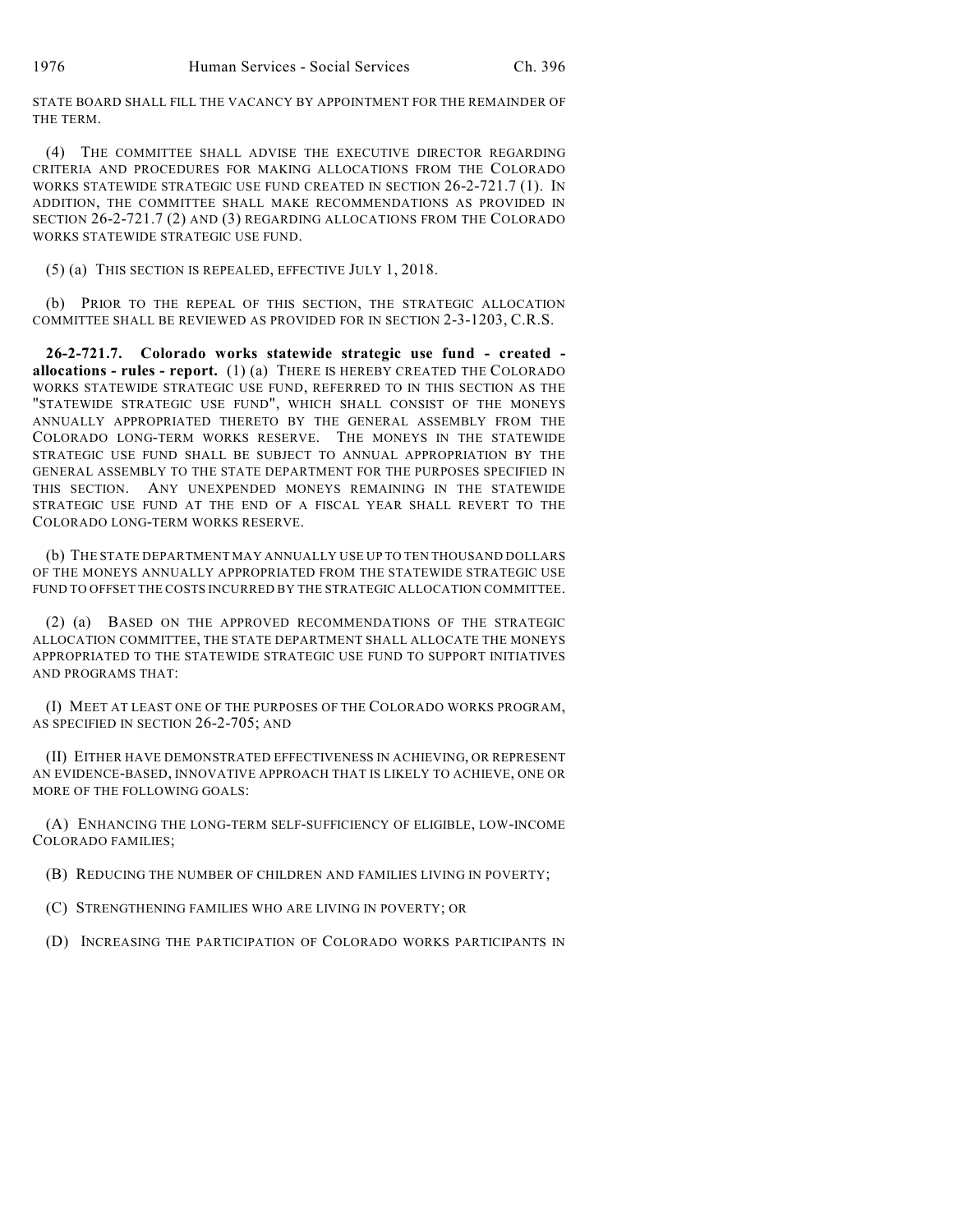STATE BOARD SHALL FILL THE VACANCY BY APPOINTMENT FOR THE REMAINDER OF THE TERM.

(4) THE COMMITTEE SHALL ADVISE THE EXECUTIVE DIRECTOR REGARDING CRITERIA AND PROCEDURES FOR MAKING ALLOCATIONS FROM THE COLORADO WORKS STATEWIDE STRATEGIC USE FUND CREATED IN SECTION 26-2-721.7 (1). IN ADDITION, THE COMMITTEE SHALL MAKE RECOMMENDATIONS AS PROVIDED IN SECTION 26-2-721.7 (2) AND (3) REGARDING ALLOCATIONS FROM THE COLORADO WORKS STATEWIDE STRATEGIC USE FUND.

(5) (a) THIS SECTION IS REPEALED, EFFECTIVE JULY 1, 2018.

(b) PRIOR TO THE REPEAL OF THIS SECTION, THE STRATEGIC ALLOCATION COMMITTEE SHALL BE REVIEWED AS PROVIDED FOR IN SECTION 2-3-1203, C.R.S.

**26-2-721.7. Colorado works statewide strategic use fund - created - allocations - rules - report.** (1) (a) THERE IS HEREBY CREATED THE COLORADO WORKS STATEWIDE STRATEGIC USE FUND, REFERRED TO IN THIS SECTION AS THE "STATEWIDE STRATEGIC USE FUND", WHICH SHALL CONSIST OF THE MONEYS ANNUALLY APPROPRIATED THERETO BY THE GENERAL ASSEMBLY FROM THE COLORADO LONG-TERM WORKS RESERVE. THE MONEYS IN THE STATEWIDE STRATEGIC USE FUND SHALL BE SUBJECT TO ANNUAL APPROPRIATION BY THE GENERAL ASSEMBLY TO THE STATE DEPARTMENT FOR THE PURPOSES SPECIFIED IN THIS SECTION. ANY UNEXPENDED MONEYS REMAINING IN THE STATEWIDE STRATEGIC USE FUND AT THE END OF A FISCAL YEAR SHALL REVERT TO THE COLORADO LONG-TERM WORKS RESERVE.

(b) THE STATE DEPARTMENT MAY ANNUALLY USE UP TO TEN THOUSAND DOLLARS OF THE MONEYS ANNUALLY APPROPRIATED FROM THE STATEWIDE STRATEGIC USE FUND TO OFFSET THE COSTS INCURRED BY THE STRATEGIC ALLOCATION COMMITTEE.

(2) (a) BASED ON THE APPROVED RECOMMENDATIONS OF THE STRATEGIC ALLOCATION COMMITTEE, THE STATE DEPARTMENT SHALL ALLOCATE THE MONEYS APPROPRIATED TO THE STATEWIDE STRATEGIC USE FUND TO SUPPORT INITIATIVES AND PROGRAMS THAT:

(I) MEET AT LEAST ONE OF THE PURPOSES OF THE COLORADO WORKS PROGRAM, AS SPECIFIED IN SECTION 26-2-705; AND

(II) EITHER HAVE DEMONSTRATED EFFECTIVENESS IN ACHIEVING, OR REPRESENT AN EVIDENCE-BASED, INNOVATIVE APPROACH THAT IS LIKELY TO ACHIEVE, ONE OR MORE OF THE FOLLOWING GOALS:

(A) ENHANCING THE LONG-TERM SELF-SUFFICIENCY OF ELIGIBLE, LOW-INCOME COLORADO FAMILIES;

(B) REDUCING THE NUMBER OF CHILDREN AND FAMILIES LIVING IN POVERTY;

(C) STRENGTHENING FAMILIES WHO ARE LIVING IN POVERTY; OR

(D) INCREASING THE PARTICIPATION OF COLORADO WORKS PARTICIPANTS IN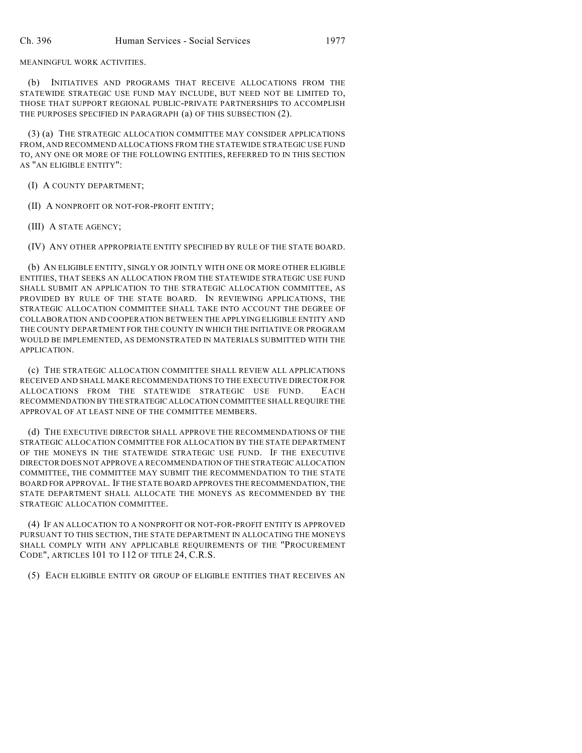MEANINGFUL WORK ACTIVITIES.

(b) INITIATIVES AND PROGRAMS THAT RECEIVE ALLOCATIONS FROM THE STATEWIDE STRATEGIC USE FUND MAY INCLUDE, BUT NEED NOT BE LIMITED TO, THOSE THAT SUPPORT REGIONAL PUBLIC-PRIVATE PARTNERSHIPS TO ACCOMPLISH THE PURPOSES SPECIFIED IN PARAGRAPH (a) OF THIS SUBSECTION (2).

(3) (a) THE STRATEGIC ALLOCATION COMMITTEE MAY CONSIDER APPLICATIONS FROM, AND RECOMMEND ALLOCATIONS FROM THE STATEWIDE STRATEGIC USE FUND TO, ANY ONE OR MORE OF THE FOLLOWING ENTITIES, REFERRED TO IN THIS SECTION AS "AN ELIGIBLE ENTITY":

(I) A COUNTY DEPARTMENT;

(II) A NONPROFIT OR NOT-FOR-PROFIT ENTITY;

(III) A STATE AGENCY;

(IV) ANY OTHER APPROPRIATE ENTITY SPECIFIED BY RULE OF THE STATE BOARD.

(b) AN ELIGIBLE ENTITY, SINGLY OR JOINTLY WITH ONE OR MORE OTHER ELIGIBLE ENTITIES, THAT SEEKS AN ALLOCATION FROM THE STATEWIDE STRATEGIC USE FUND SHALL SUBMIT AN APPLICATION TO THE STRATEGIC ALLOCATION COMMITTEE, AS PROVIDED BY RULE OF THE STATE BOARD. IN REVIEWING APPLICATIONS, THE STRATEGIC ALLOCATION COMMITTEE SHALL TAKE INTO ACCOUNT THE DEGREE OF COLLABORATION AND COOPERATION BETWEEN THE APPLYING ELIGIBLE ENTITY AND THE COUNTY DEPARTMENT FOR THE COUNTY IN WHICH THE INITIATIVE OR PROGRAM WOULD BE IMPLEMENTED, AS DEMONSTRATED IN MATERIALS SUBMITTED WITH THE APPLICATION.

(c) THE STRATEGIC ALLOCATION COMMITTEE SHALL REVIEW ALL APPLICATIONS RECEIVED AND SHALL MAKE RECOMMENDATIONS TO THE EXECUTIVE DIRECTOR FOR ALLOCATIONS FROM THE STATEWIDE STRATEGIC USE FUND. EACH RECOMMENDATION BY THE STRATEGIC ALLOCATION COMMITTEE SHALL REQUIRE THE APPROVAL OF AT LEAST NINE OF THE COMMITTEE MEMBERS.

(d) THE EXECUTIVE DIRECTOR SHALL APPROVE THE RECOMMENDATIONS OF THE STRATEGIC ALLOCATION COMMITTEE FOR ALLOCATION BY THE STATE DEPARTMENT OF THE MONEYS IN THE STATEWIDE STRATEGIC USE FUND. IF THE EXECUTIVE DIRECTOR DOES NOT APPROVE A RECOMMENDATION OF THE STRATEGIC ALLOCATION COMMITTEE, THE COMMITTEE MAY SUBMIT THE RECOMMENDATION TO THE STATE BOARD FOR APPROVAL. IF THE STATE BOARD APPROVES THE RECOMMENDATION, THE STATE DEPARTMENT SHALL ALLOCATE THE MONEYS AS RECOMMENDED BY THE STRATEGIC ALLOCATION COMMITTEE.

(4) IF AN ALLOCATION TO A NONPROFIT OR NOT-FOR-PROFIT ENTITY IS APPROVED PURSUANT TO THIS SECTION, THE STATE DEPARTMENT IN ALLOCATING THE MONEYS SHALL COMPLY WITH ANY APPLICABLE REQUIREMENTS OF THE "PROCUREMENT CODE", ARTICLES 101 TO 112 OF TITLE 24, C.R.S.

(5) EACH ELIGIBLE ENTITY OR GROUP OF ELIGIBLE ENTITIES THAT RECEIVES AN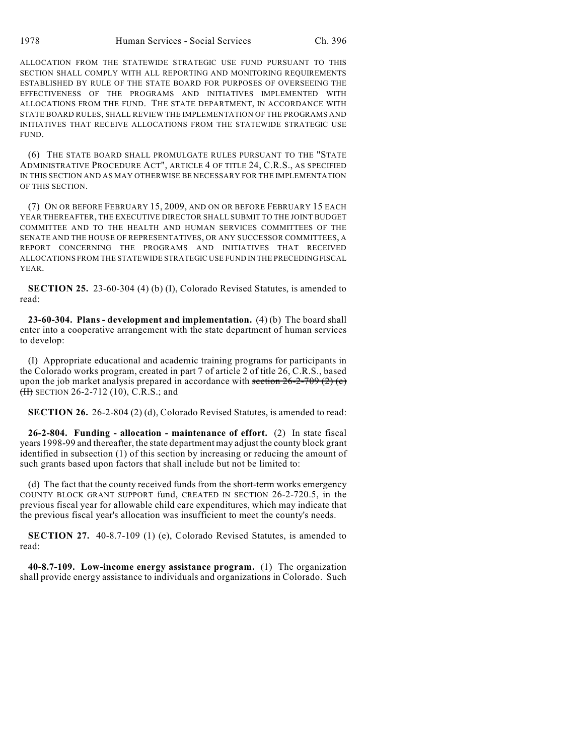ALLOCATION FROM THE STATEWIDE STRATEGIC USE FUND PURSUANT TO THIS SECTION SHALL COMPLY WITH ALL REPORTING AND MONITORING REQUIREMENTS ESTABLISHED BY RULE OF THE STATE BOARD FOR PURPOSES OF OVERSEEING THE EFFECTIVENESS OF THE PROGRAMS AND INITIATIVES IMPLEMENTED WITH ALLOCATIONS FROM THE FUND. THE STATE DEPARTMENT, IN ACCORDANCE WITH STATE BOARD RULES, SHALL REVIEW THE IMPLEMENTATION OF THE PROGRAMS AND INITIATIVES THAT RECEIVE ALLOCATIONS FROM THE STATEWIDE STRATEGIC USE FUND.

(6) THE STATE BOARD SHALL PROMULGATE RULES PURSUANT TO THE "STATE ADMINISTRATIVE PROCEDURE ACT", ARTICLE 4 OF TITLE 24, C.R.S., AS SPECIFIED IN THIS SECTION AND AS MAY OTHERWISE BE NECESSARY FOR THE IMPLEMENTATION OF THIS SECTION.

(7) ON OR BEFORE FEBRUARY 15, 2009, AND ON OR BEFORE FEBRUARY 15 EACH YEAR THEREAFTER, THE EXECUTIVE DIRECTOR SHALL SUBMIT TO THE JOINT BUDGET COMMITTEE AND TO THE HEALTH AND HUMAN SERVICES COMMITTEES OF THE SENATE AND THE HOUSE OF REPRESENTATIVES, OR ANY SUCCESSOR COMMITTEES, A REPORT CONCERNING THE PROGRAMS AND INITIATIVES THAT RECEIVED ALLOCATIONS FROM THE STATEWIDE STRATEGIC USE FUND IN THE PRECEDING FISCAL YEAR.

**SECTION 25.** 23-60-304 (4) (b) (I), Colorado Revised Statutes, is amended to read:

**23-60-304. Plans - development and implementation.** (4) (b) The board shall enter into a cooperative arrangement with the state department of human services to develop:

(I) Appropriate educational and academic training programs for participants in the Colorado works program, created in part 7 of article 2 of title 26, C.R.S., based upon the job market analysis prepared in accordance with ~~section 26-2-709 (2) (c) (II)~~ SECTION 26-2-712 (10), C.R.S.; and

**SECTION 26.** 26-2-804 (2) (d), Colorado Revised Statutes, is amended to read:

**26-2-804. Funding - allocation - maintenance of effort.** (2) In state fiscal years 1998-99 and thereafter, the state department may adjust the county block grant identified in subsection (1) of this section by increasing or reducing the amount of such grants based upon factors that shall include but not be limited to:

(d) The fact that the county received funds from the ~~short-term works emergency~~ COUNTY BLOCK GRANT SUPPORT fund, CREATED IN SECTION 26-2-720.5, in the previous fiscal year for allowable child care expenditures, which may indicate that the previous fiscal year's allocation was insufficient to meet the county's needs.

**SECTION 27.** 40-8.7-109 (1) (e), Colorado Revised Statutes, is amended to read:

**40-8.7-109. Low-income energy assistance program.** (1) The organization shall provide energy assistance to individuals and organizations in Colorado. Such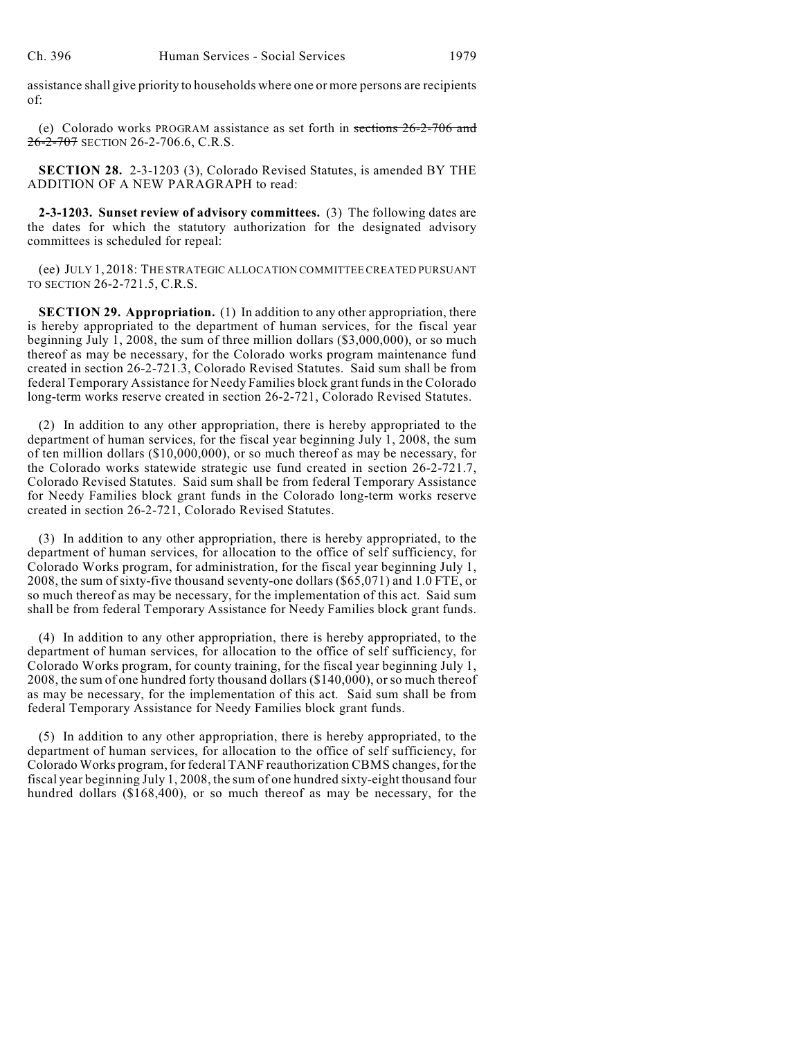assistance shall give priority to households where one or more persons are recipients of:

(e) Colorado works PROGRAM assistance as set forth in ~~sections 26-2-706 and 26-2-707~~ SECTION 26-2-706.6, C.R.S.

**SECTION 28.** 2-3-1203 (3), Colorado Revised Statutes, is amended BY THE ADDITION OF A NEW PARAGRAPH to read:

**2-3-1203. Sunset review of advisory committees.** (3) The following dates are the dates for which the statutory authorization for the designated advisory committees is scheduled for repeal:

(ee) JULY 1, 2018: THE STRATEGIC ALLOCATION COMMITTEE CREATED PURSUANT TO SECTION 26-2-721.5, C.R.S.

**SECTION 29. Appropriation.** (1) In addition to any other appropriation, there is hereby appropriated to the department of human services, for the fiscal year beginning July 1, 2008, the sum of three million dollars ($3,000,000), or so much thereof as may be necessary, for the Colorado works program maintenance fund created in section 26-2-721.3, Colorado Revised Statutes. Said sum shall be from federal Temporary Assistance for Needy Families block grant funds in the Colorado long-term works reserve created in section 26-2-721, Colorado Revised Statutes.

(2) In addition to any other appropriation, there is hereby appropriated to the department of human services, for the fiscal year beginning July 1, 2008, the sum of ten million dollars ($10,000,000), or so much thereof as may be necessary, for the Colorado works statewide strategic use fund created in section 26-2-721.7, Colorado Revised Statutes. Said sum shall be from federal Temporary Assistance for Needy Families block grant funds in the Colorado long-term works reserve created in section 26-2-721, Colorado Revised Statutes.

(3) In addition to any other appropriation, there is hereby appropriated, to the department of human services, for allocation to the office of self sufficiency, for Colorado Works program, for administration, for the fiscal year beginning July 1, 2008, the sum of sixty-five thousand seventy-one dollars ($65,071) and 1.0 FTE, or so much thereof as may be necessary, for the implementation of this act. Said sum shall be from federal Temporary Assistance for Needy Families block grant funds.

(4) In addition to any other appropriation, there is hereby appropriated, to the department of human services, for allocation to the office of self sufficiency, for Colorado Works program, for county training, for the fiscal year beginning July 1, 2008, the sum of one hundred forty thousand dollars ($140,000), or so much thereof as may be necessary, for the implementation of this act. Said sum shall be from federal Temporary Assistance for Needy Families block grant funds.

(5) In addition to any other appropriation, there is hereby appropriated, to the department of human services, for allocation to the office of self sufficiency, for Colorado Works program, for federal TANF reauthorization CBMS changes, for the fiscal year beginning July 1, 2008, the sum of one hundred sixty-eight thousand four hundred dollars ($168,400), or so much thereof as may be necessary, for the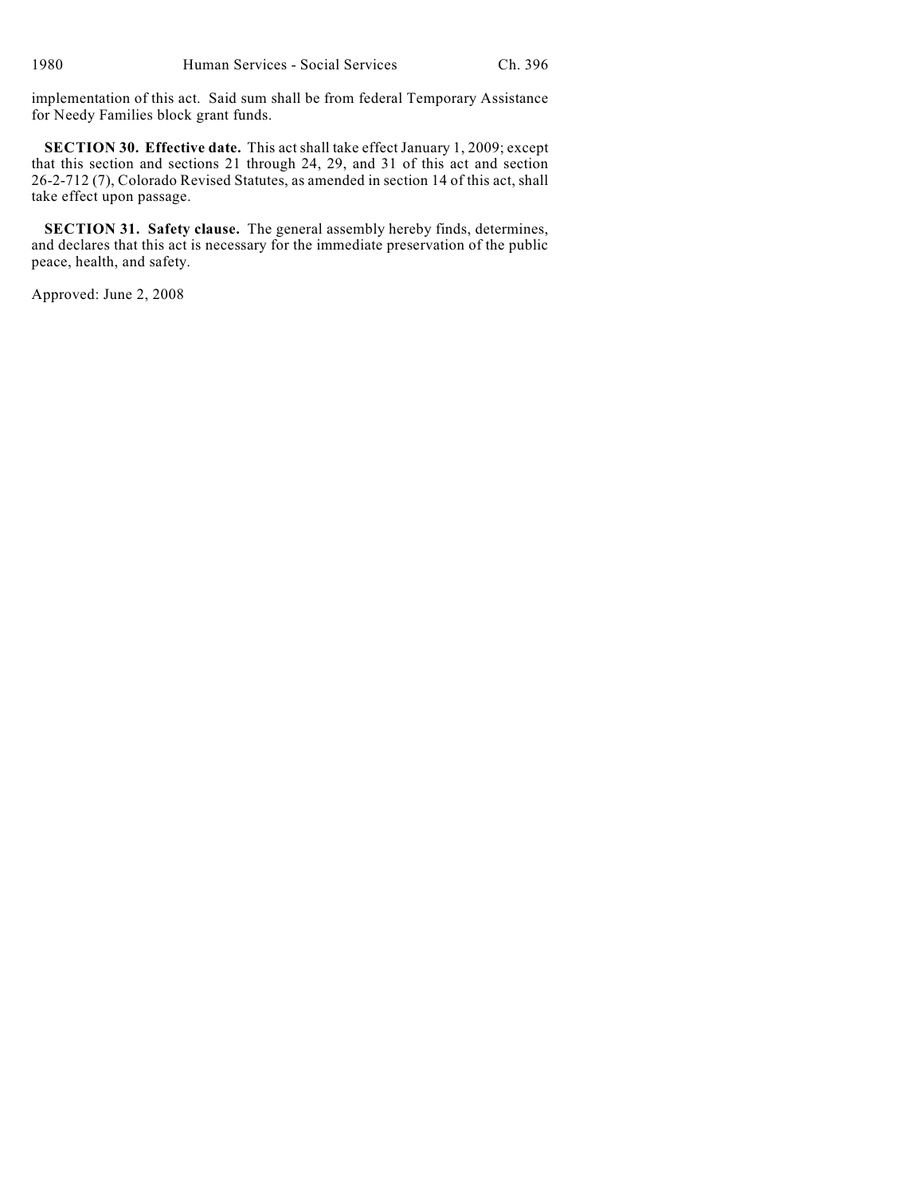implementation of this act. Said sum shall be from federal Temporary Assistance for Needy Families block grant funds.

**SECTION 30. Effective date.** This act shall take effect January 1, 2009; except that this section and sections 21 through 24, 29, and 31 of this act and section 26-2-712 (7), Colorado Revised Statutes, as amended in section 14 of this act, shall take effect upon passage.

**SECTION 31. Safety clause.** The general assembly hereby finds, determines, and declares that this act is necessary for the immediate preservation of the public peace, health, and safety.

Approved: June 2, 2008